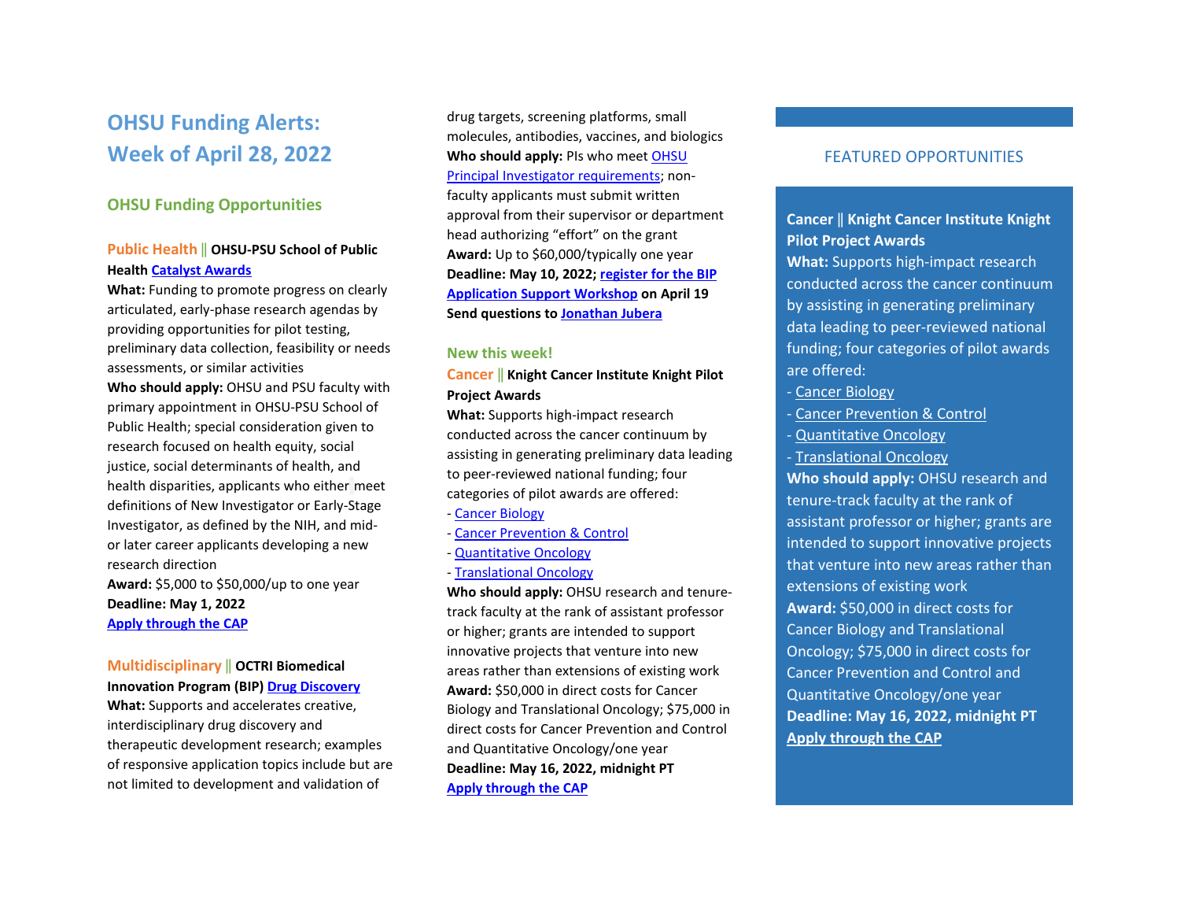# OHSU Funding Alerts: Week of April 28, 2022

## OHSU Funding Opportunities

**Public Health || OHSU-PSU School of Public Health [Catalyst Awards](#)**

**What:** Funding to promote progress on clearly articulated, early-phase research agendas by providing opportunities for pilot testing, preliminary data collection, feasibility or needs assessments, or similar activities

**Who should apply:** OHSU and PSU faculty with primary appointment in OHSU-PSU School of Public Health; special consideration given to research focused on health equity, social justice, social determinants of health, and health disparities, applicants who either meet definitions of New Investigator or Early-Stage Investigator, as defined by the NIH, and mid- or later career applicants developing a new research direction

**Award:** $5,000 to $50,000/up to one year

**Deadline: May 1, 2022**

**Apply through the CAP**

**Multidisciplinary || OCTRI Biomedical Innovation Program (BIP) Drug Discovery**

**What:** Supports and accelerates creative, interdisciplinary drug discovery and therapeutic development research; examples of responsive application topics include but are not limited to development and validation of drug targets, screening platforms, small molecules, antibodies, vaccines, and biologics

**Who should apply:** PIs who meet OHSU Principal Investigator requirements; non-faculty applicants must submit written approval from their supervisor or department head authorizing "effort" on the grant

**Award:** Up to $60,000/typically one year

**Deadline: May 10, 2022; register for the BIP Application Support Workshop on April 19**

**Send questions to Jonathan Jubera**

### New this week!

**Cancer || Knight Cancer Institute Knight Pilot Project Awards**

**What:** Supports high-impact research conducted across the cancer continuum by assisting in generating preliminary data leading to peer-reviewed national funding; four categories of pilot awards are offered:

- Cancer Biology
- Cancer Prevention & Control
- Quantitative Oncology
- Translational Oncology

**Who should apply:** OHSU research and tenure-track faculty at the rank of assistant professor or higher; grants are intended to support innovative projects that venture into new areas rather than extensions of existing work

**Award:** $50,000 in direct costs for Cancer Biology and Translational Oncology; $75,000 in direct costs for Cancer Prevention and Control and Quantitative Oncology/one year

**Deadline: May 16, 2022, midnight PT**

**Apply through the CAP**

## FEATURED OPPORTUNITIES

**Cancer || Knight Cancer Institute Knight Pilot Project Awards**

**What:** Supports high-impact research conducted across the cancer continuum by assisting in generating preliminary data leading to peer-reviewed national funding; four categories of pilot awards are offered:

- Cancer Biology
- Cancer Prevention & Control
- Quantitative Oncology
- Translational Oncology

**Who should apply:** OHSU research and tenure-track faculty at the rank of assistant professor or higher; grants are intended to support innovative projects that venture into new areas rather than extensions of existing work

**Award:** $50,000 in direct costs for Cancer Biology and Translational Oncology; $75,000 in direct costs for Cancer Prevention and Control and Quantitative Oncology/one year

**Deadline: May 16, 2022, midnight PT**

**Apply through the CAP**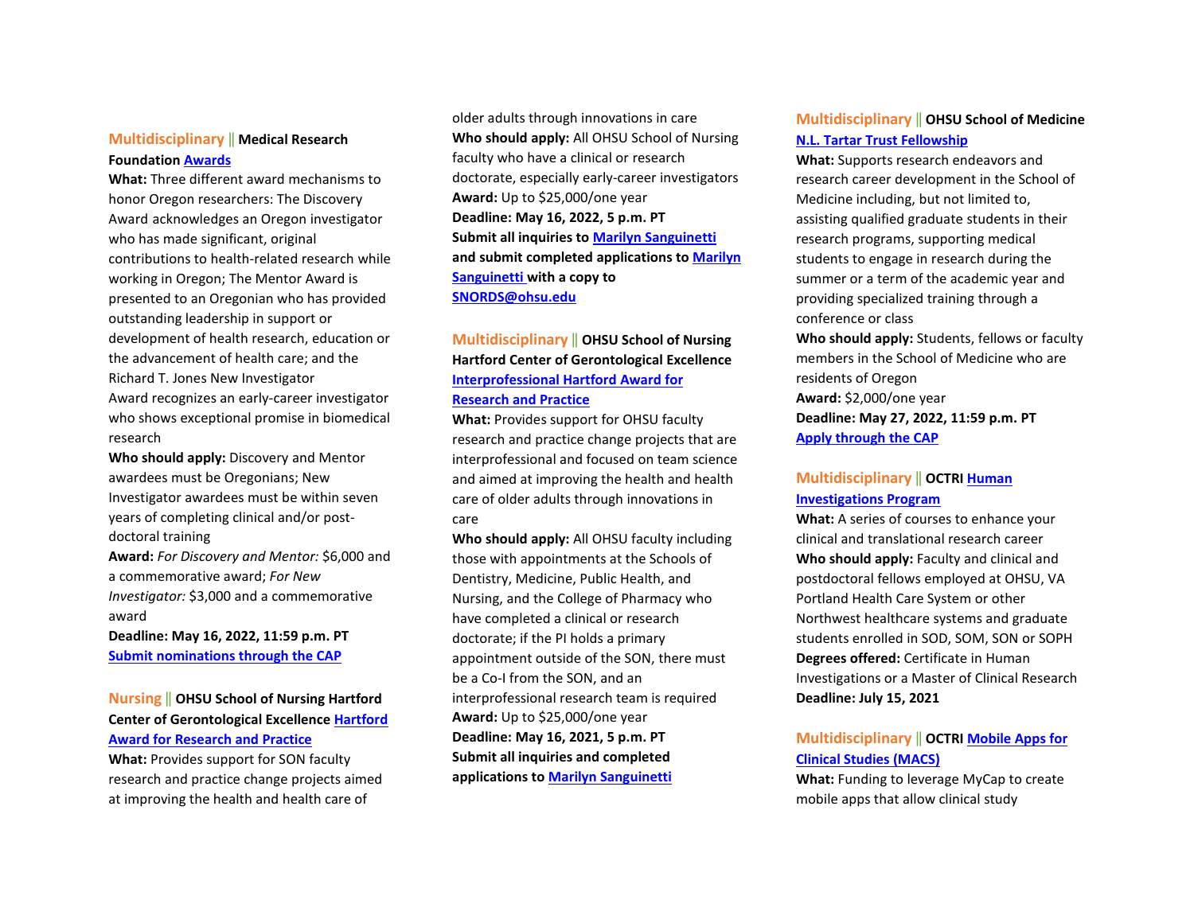**Multidisciplinary || Medical Research Foundation Awards**

**What:** Three different award mechanisms to honor Oregon researchers: The Discovery Award acknowledges an Oregon investigator who has made significant, original contributions to health-related research while working in Oregon; The Mentor Award is presented to an Oregonian who has provided outstanding leadership in support or development of health research, education or the advancement of health care; and the Richard T. Jones New Investigator Award recognizes an early-career investigator who shows exceptional promise in biomedical research

**Who should apply:** Discovery and Mentor awardees must be Oregonians; New Investigator awardees must be within seven years of completing clinical and/or post-doctoral training

**Award:** *For Discovery and Mentor:* $6,000 and a commemorative award; *For New Investigator:* $3,000 and a commemorative award

**Deadline: May 16, 2022, 11:59 p.m. PT**

**Submit nominations through the CAP**

**Nursing || OHSU School of Nursing Hartford Center of Gerontological Excellence Hartford Award for Research and Practice**

**What:** Provides support for SON faculty research and practice change projects aimed at improving the health and health care of older adults through innovations in care

**Who should apply:** All OHSU School of Nursing faculty who have a clinical or research doctorate, especially early-career investigators

**Award:** Up to $25,000/one year

**Deadline: May 16, 2022, 5 p.m. PT**

**Submit all inquiries to Marilyn Sanguinetti and submit completed applications to Marilyn Sanguinetti with a copy to SNORDS@ohsu.edu**

**Multidisciplinary || OHSU School of Nursing Hartford Center of Gerontological Excellence Interprofessional Hartford Award for Research and Practice**

**What:** Provides support for OHSU faculty research and practice change projects that are interprofessional and focused on team science and aimed at improving the health and health care of older adults through innovations in care

**Who should apply:** All OHSU faculty including those with appointments at the Schools of Dentistry, Medicine, Public Health, and Nursing, and the College of Pharmacy who have completed a clinical or research doctorate; if the PI holds a primary appointment outside of the SON, there must be a Co-I from the SON, and an interprofessional research team is required

**Award:** Up to $25,000/one year

**Deadline: May 16, 2021, 5 p.m. PT**

**Submit all inquiries and completed applications to Marilyn Sanguinetti**

**Multidisciplinary || OHSU School of Medicine N.L. Tartar Trust Fellowship**

**What:** Supports research endeavors and research career development in the School of Medicine including, but not limited to, assisting qualified graduate students in their research programs, supporting medical students to engage in research during the summer or a term of the academic year and providing specialized training through a conference or class

**Who should apply:** Students, fellows or faculty members in the School of Medicine who are residents of Oregon

**Award:** $2,000/one year

**Deadline: May 27, 2022, 11:59 p.m. PT**

**Apply through the CAP**

**Multidisciplinary || OCTRI Human Investigations Program**

**What:** A series of courses to enhance your clinical and translational research career

**Who should apply:** Faculty and clinical and postdoctoral fellows employed at OHSU, VA Portland Health Care System or other Northwest healthcare systems and graduate students enrolled in SOD, SOM, SON or SOPH

**Degrees offered:** Certificate in Human Investigations or a Master of Clinical Research

**Deadline: July 15, 2021**

**Multidisciplinary || OCTRI Mobile Apps for Clinical Studies (MACS)**

**What:** Funding to leverage MyCap to create mobile apps that allow clinical study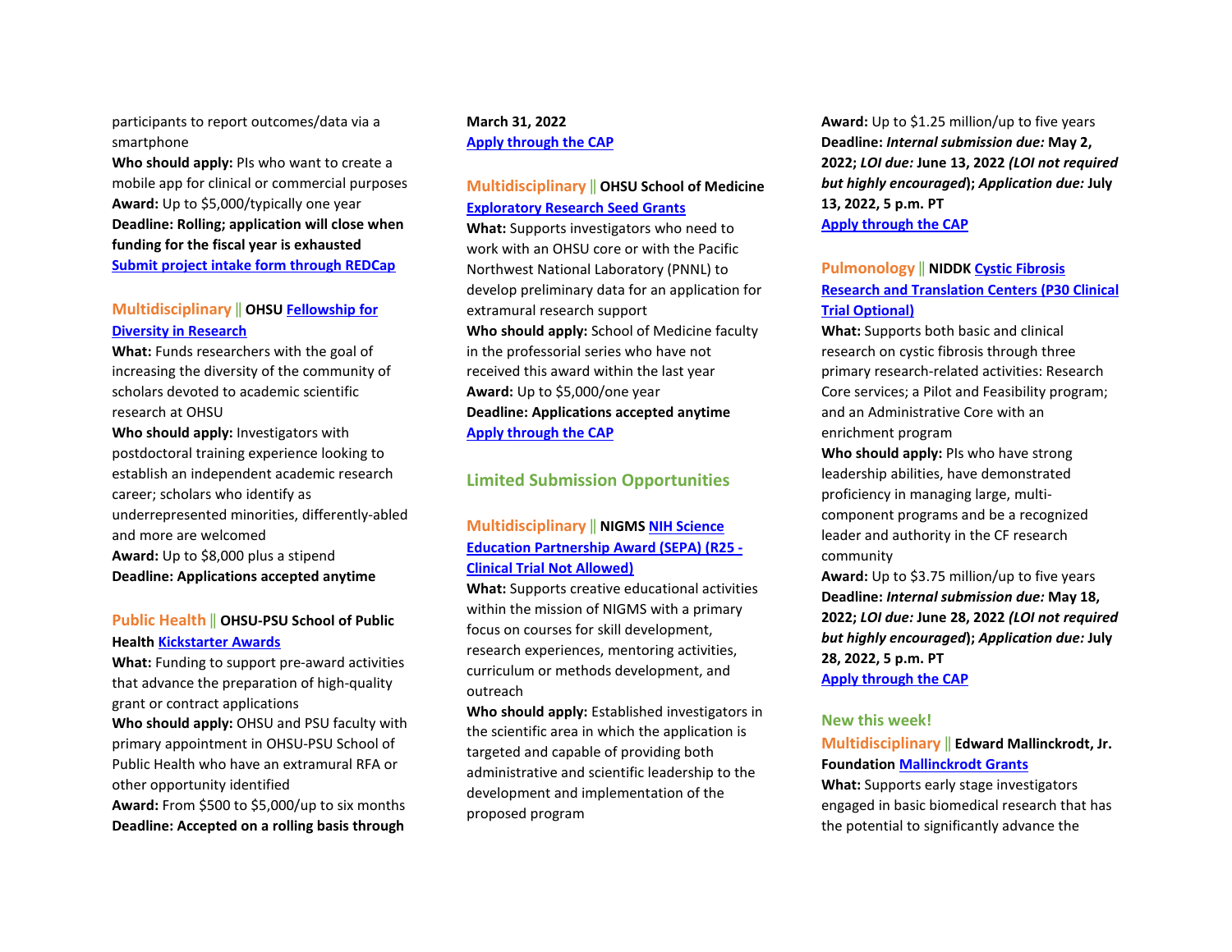participants to report outcomes/data via a smartphone
**Who should apply:** PIs who want to create a mobile app for clinical or commercial purposes
**Award:** Up to $5,000/typically one year
**Deadline: Rolling; application will close when funding for the fiscal year is exhausted**
**Submit project intake form through REDCap**

### Multidisciplinary || OHSU Fellowship for Diversity in Research

**What:** Funds researchers with the goal of increasing the diversity of the community of scholars devoted to academic scientific research at OHSU
**Who should apply:** Investigators with postdoctoral training experience looking to establish an independent academic research career; scholars who identify as underrepresented minorities, differently-abled and more are welcomed
**Award:** Up to $8,000 plus a stipend
**Deadline: Applications accepted anytime**

### Public Health || OHSU-PSU School of Public Health Kickstarter Awards

**What:** Funding to support pre-award activities that advance the preparation of high-quality grant or contract applications
**Who should apply:** OHSU and PSU faculty with primary appointment in OHSU-PSU School of Public Health who have an extramural RFA or other opportunity identified
**Award:** From $500 to $5,000/up to six months
**Deadline: Accepted on a rolling basis through March 31, 2022**
**Apply through the CAP**

### Multidisciplinary || OHSU School of Medicine Exploratory Research Seed Grants

**What:** Supports investigators who need to work with an OHSU core or with the Pacific Northwest National Laboratory (PNNL) to develop preliminary data for an application for extramural research support
**Who should apply:** School of Medicine faculty in the professorial series who have not received this award within the last year
**Award:** Up to $5,000/one year
**Deadline: Applications accepted anytime**
**Apply through the CAP**

## Limited Submission Opportunities

### Multidisciplinary || NIGMS NIH Science Education Partnership Award (SEPA) (R25 - Clinical Trial Not Allowed)

**What:** Supports creative educational activities within the mission of NIGMS with a primary focus on courses for skill development, research experiences, mentoring activities, curriculum or methods development, and outreach
**Who should apply:** Established investigators in the scientific area in which the application is targeted and capable of providing both administrative and scientific leadership to the development and implementation of the proposed program
**Award:** Up to $1.25 million/up to five years
**Deadline:** ***Internal submission due:*** **May 2, 2022;** ***LOI due:*** **June 13, 2022** ***(LOI not required but highly encouraged)*****;** ***Application due:*** **July 13, 2022, 5 p.m. PT**
**Apply through the CAP**

### Pulmonology || NIDDK Cystic Fibrosis Research and Translation Centers (P30 Clinical Trial Optional)

**What:** Supports both basic and clinical research on cystic fibrosis through three primary research-related activities: Research Core services; a Pilot and Feasibility program; and an Administrative Core with an enrichment program
**Who should apply:** PIs who have strong leadership abilities, have demonstrated proficiency in managing large, multi-component programs and be a recognized leader and authority in the CF research community
**Award:** Up to $3.75 million/up to five years
**Deadline:** ***Internal submission due:*** **May 18, 2022;** ***LOI due:*** **June 28, 2022** ***(LOI not required but highly encouraged)*****;** ***Application due:*** **July 28, 2022, 5 p.m. PT**
**Apply through the CAP**

## New this week!

### Multidisciplinary || Edward Mallinckrodt, Jr. Foundation Mallinckrodt Grants

**What:** Supports early stage investigators engaged in basic biomedical research that has the potential to significantly advance the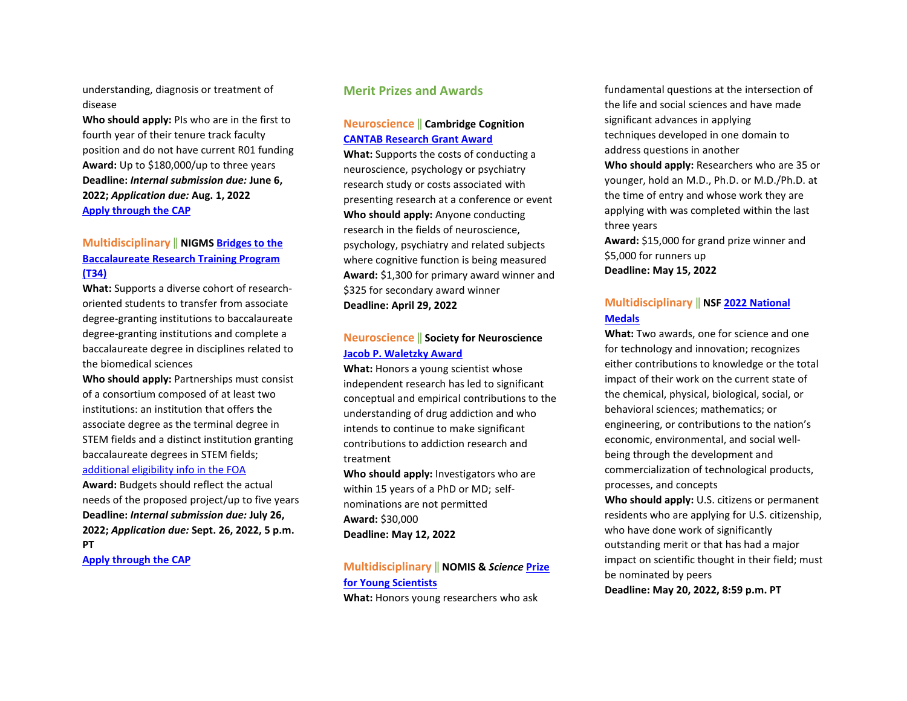understanding, diagnosis or treatment of disease
**Who should apply:** PIs who are in the first to fourth year of their tenure track faculty position and do not have current R01 funding
**Award:** Up to $180,000/up to three years
**Deadline:** ***Internal submission due:*** **June 6, 2022;** ***Application due:*** **Aug. 1, 2022**
**Apply through the CAP**

### Multidisciplinary || NIGMS Bridges to the Baccalaureate Research Training Program (T34)

**What:** Supports a diverse cohort of research-oriented students to transfer from associate degree-granting institutions to baccalaureate degree-granting institutions and complete a baccalaureate degree in disciplines related to the biomedical sciences
**Who should apply:** Partnerships must consist of a consortium composed of at least two institutions: an institution that offers the associate degree as the terminal degree in STEM fields and a distinct institution granting baccalaureate degrees in STEM fields; additional eligibility info in the FOA
**Award:** Budgets should reflect the actual needs of the proposed project/up to five years
**Deadline:** ***Internal submission due:*** **July 26, 2022;** ***Application due:*** **Sept. 26, 2022, 5 p.m. PT**
**Apply through the CAP**

## Merit Prizes and Awards

### Neuroscience || Cambridge Cognition CANTAB Research Grant Award

**What:** Supports the costs of conducting a neuroscience, psychology or psychiatry research study or costs associated with presenting research at a conference or event
**Who should apply:** Anyone conducting research in the fields of neuroscience, psychology, psychiatry and related subjects where cognitive function is being measured
**Award:** $1,300 for primary award winner and $325 for secondary award winner
**Deadline: April 29, 2022**

### Neuroscience || Society for Neuroscience Jacob P. Waletzky Award

**What:** Honors a young scientist whose independent research has led to significant conceptual and empirical contributions to the understanding of drug addiction and who intends to continue to make significant contributions to addiction research and treatment
**Who should apply:** Investigators who are within 15 years of a PhD or MD; self-nominations are not permitted
**Award:** $30,000
**Deadline: May 12, 2022**

### Multidisciplinary || NOMIS & *Science* Prize for Young Scientists

**What:** Honors young researchers who ask fundamental questions at the intersection of the life and social sciences and have made significant advances in applying techniques developed in one domain to address questions in another
**Who should apply:** Researchers who are 35 or younger, hold an M.D., Ph.D. or M.D./Ph.D. at the time of entry and whose work they are applying with was completed within the last three years
**Award:** $15,000 for grand prize winner and $5,000 for runners up
**Deadline: May 15, 2022**

### Multidisciplinary || NSF 2022 National Medals

**What:** Two awards, one for science and one for technology and innovation; recognizes either contributions to knowledge or the total impact of their work on the current state of the chemical, physical, biological, social, or behavioral sciences; mathematics; or engineering, or contributions to the nation's economic, environmental, and social well-being through the development and commercialization of technological products, processes, and concepts
**Who should apply:** U.S. citizens or permanent residents who are applying for U.S. citizenship, who have done work of significantly outstanding merit or that has had a major impact on scientific thought in their field; must be nominated by peers
**Deadline: May 20, 2022, 8:59 p.m. PT**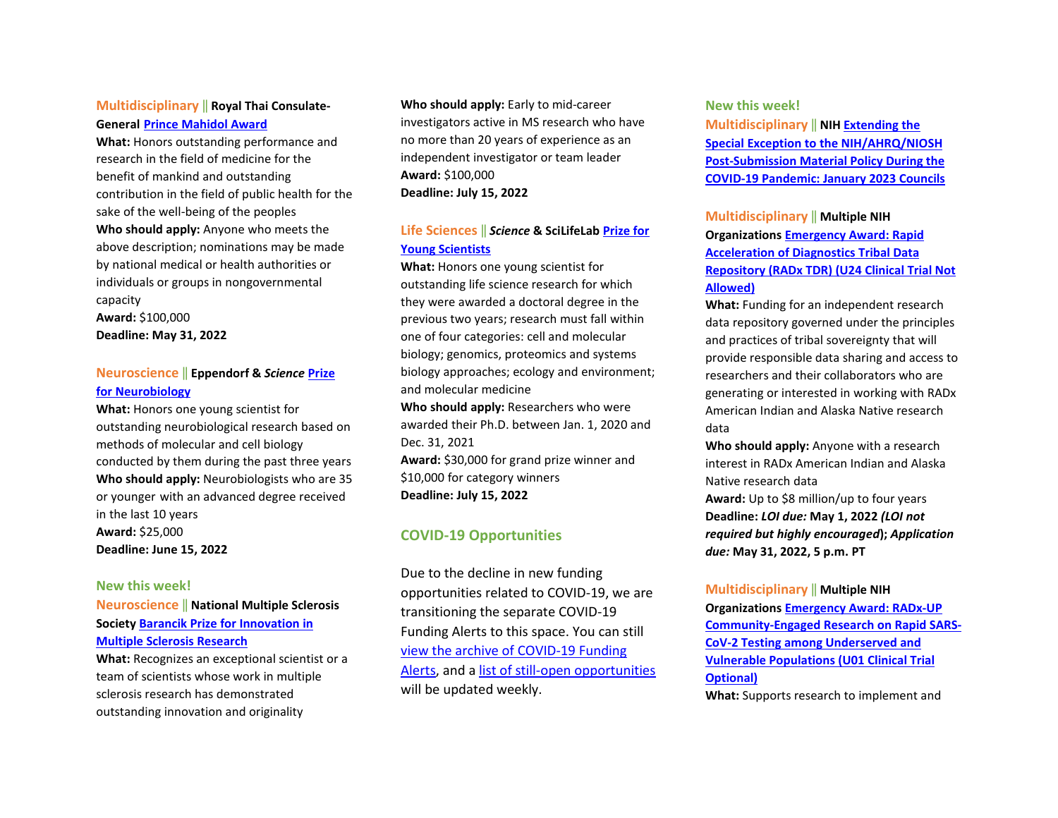**Multidisciplinary** || **Royal Thai Consulate-General Prince Mahidol Award**

**What:** Honors outstanding performance and research in the field of medicine for the benefit of mankind and outstanding contribution in the field of public health for the sake of the well-being of the peoples

**Who should apply:** Anyone who meets the above description; nominations may be made by national medical or health authorities or individuals or groups in nongovernmental capacity

**Award:** $100,000

**Deadline: May 31, 2022**

**Neuroscience** || **Eppendorf & *Science* Prize for Neurobiology**

**What:** Honors one young scientist for outstanding neurobiological research based on methods of molecular and cell biology conducted by them during the past three years

**Who should apply:** Neurobiologists who are 35 or younger with an advanced degree received in the last 10 years

**Award:** $25,000

**Deadline: June 15, 2022**

**New this week!**

**Neuroscience** || **National Multiple Sclerosis Society Barancik Prize for Innovation in Multiple Sclerosis Research**

**What:** Recognizes an exceptional scientist or a team of scientists whose work in multiple sclerosis research has demonstrated outstanding innovation and originality

**Who should apply:** Early to mid-career investigators active in MS research who have no more than 20 years of experience as an independent investigator or team leader

**Award:** $100,000

**Deadline: July 15, 2022**

**Life Sciences** || ***Science* & SciLifeLab Prize for Young Scientists**

**What:** Honors one young scientist for outstanding life science research for which they were awarded a doctoral degree in the previous two years; research must fall within one of four categories: cell and molecular biology; genomics, proteomics and systems biology approaches; ecology and environment; and molecular medicine

**Who should apply:** Researchers who were awarded their Ph.D. between Jan. 1, 2020 and Dec. 31, 2021

**Award:** $30,000 for grand prize winner and $10,000 for category winners

**Deadline: July 15, 2022**

## COVID-19 Opportunities

Due to the decline in new funding opportunities related to COVID-19, we are transitioning the separate COVID-19 Funding Alerts to this space. You can still view the archive of COVID-19 Funding Alerts, and a list of still-open opportunities will be updated weekly.

**New this week!**

**Multidisciplinary** || **NIH Extending the Special Exception to the NIH/AHRQ/NIOSH Post-Submission Material Policy During the COVID-19 Pandemic: January 2023 Councils**

**Multidisciplinary** || **Multiple NIH Organizations Emergency Award: Rapid Acceleration of Diagnostics Tribal Data Repository (RADx TDR) (U24 Clinical Trial Not Allowed)**

**What:** Funding for an independent research data repository governed under the principles and practices of tribal sovereignty that will provide responsible data sharing and access to researchers and their collaborators who are generating or interested in working with RADx American Indian and Alaska Native research data

**Who should apply:** Anyone with a research interest in RADx American Indian and Alaska Native research data

**Award:** Up to $8 million/up to four years

**Deadline:** ***LOI due:*** **May 1, 2022 *(LOI not required but highly encouraged*); *Application due:* May 31, 2022, 5 p.m. PT**

**Multidisciplinary** || **Multiple NIH Organizations Emergency Award: RADx-UP Community-Engaged Research on Rapid SARS-CoV-2 Testing among Underserved and Vulnerable Populations (U01 Clinical Trial Optional)**

**What:** Supports research to implement and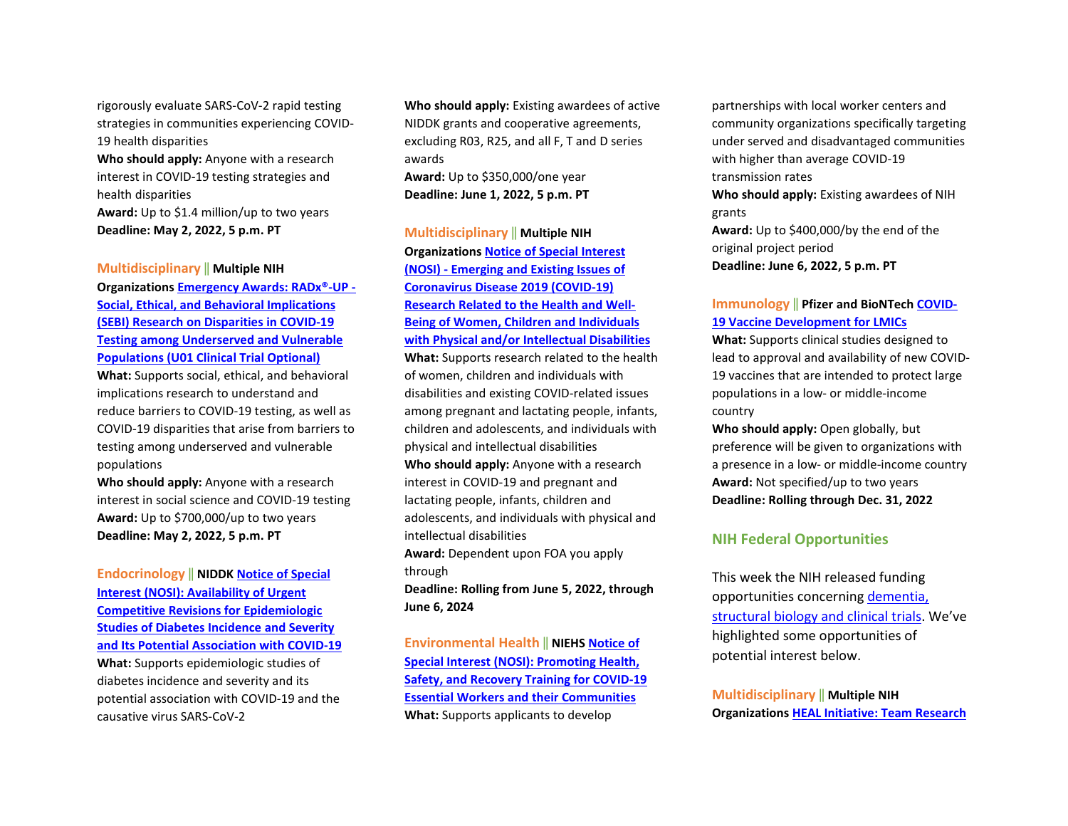rigorously evaluate SARS-CoV-2 rapid testing strategies in communities experiencing COVID-19 health disparities
**Who should apply:** Anyone with a research interest in COVID-19 testing strategies and health disparities
**Award:** Up to $1.4 million/up to two years
**Deadline: May 2, 2022, 5 p.m. PT**

**Multidisciplinary || Multiple NIH Organizations Emergency Awards: RADx®-UP - Social, Ethical, and Behavioral Implications (SEBI) Research on Disparities in COVID-19 Testing among Underserved and Vulnerable Populations (U01 Clinical Trial Optional)**
**What:** Supports social, ethical, and behavioral implications research to understand and reduce barriers to COVID-19 testing, as well as COVID-19 disparities that arise from barriers to testing among underserved and vulnerable populations
**Who should apply:** Anyone with a research interest in social science and COVID-19 testing
**Award:** Up to $700,000/up to two years
**Deadline: May 2, 2022, 5 p.m. PT**

**Endocrinology || NIDDK Notice of Special Interest (NOSI): Availability of Urgent Competitive Revisions for Epidemiologic Studies of Diabetes Incidence and Severity and Its Potential Association with COVID-19**
**What:** Supports epidemiologic studies of diabetes incidence and severity and its potential association with COVID-19 and the causative virus SARS-CoV-2
**Who should apply:** Existing awardees of active NIDDK grants and cooperative agreements, excluding R03, R25, and all F, T and D series awards
**Award:** Up to $350,000/one year
**Deadline: June 1, 2022, 5 p.m. PT**

**Multidisciplinary || Multiple NIH Organizations Notice of Special Interest (NOSI) - Emerging and Existing Issues of Coronavirus Disease 2019 (COVID-19) Research Related to the Health and Well-Being of Women, Children and Individuals with Physical and/or Intellectual Disabilities**
**What:** Supports research related to the health of women, children and individuals with disabilities and existing COVID-related issues among pregnant and lactating people, infants, children and adolescents, and individuals with physical and intellectual disabilities
**Who should apply:** Anyone with a research interest in COVID-19 and pregnant and lactating people, infants, children and adolescents, and individuals with physical and intellectual disabilities
**Award:** Dependent upon FOA you apply through
**Deadline: Rolling from June 5, 2022, through June 6, 2024**

**Environmental Health || NIEHS Notice of Special Interest (NOSI): Promoting Health, Safety, and Recovery Training for COVID-19 Essential Workers and their Communities**
**What:** Supports applicants to develop partnerships with local worker centers and community organizations specifically targeting under served and disadvantaged communities with higher than average COVID-19 transmission rates
**Who should apply:** Existing awardees of NIH grants
**Award:** Up to $400,000/by the end of the original project period
**Deadline: June 6, 2022, 5 p.m. PT**

**Immunology || Pfizer and BioNTech COVID-19 Vaccine Development for LMICs**
**What:** Supports clinical studies designed to lead to approval and availability of new COVID-19 vaccines that are intended to protect large populations in a low- or middle-income country
**Who should apply:** Open globally, but preference will be given to organizations with a presence in a low- or middle-income country
**Award:** Not specified/up to two years
**Deadline: Rolling through Dec. 31, 2022**

## NIH Federal Opportunities

This week the NIH released funding opportunities concerning dementia, structural biology and clinical trials. We've highlighted some opportunities of potential interest below.

**Multidisciplinary || Multiple NIH Organizations HEAL Initiative: Team Research**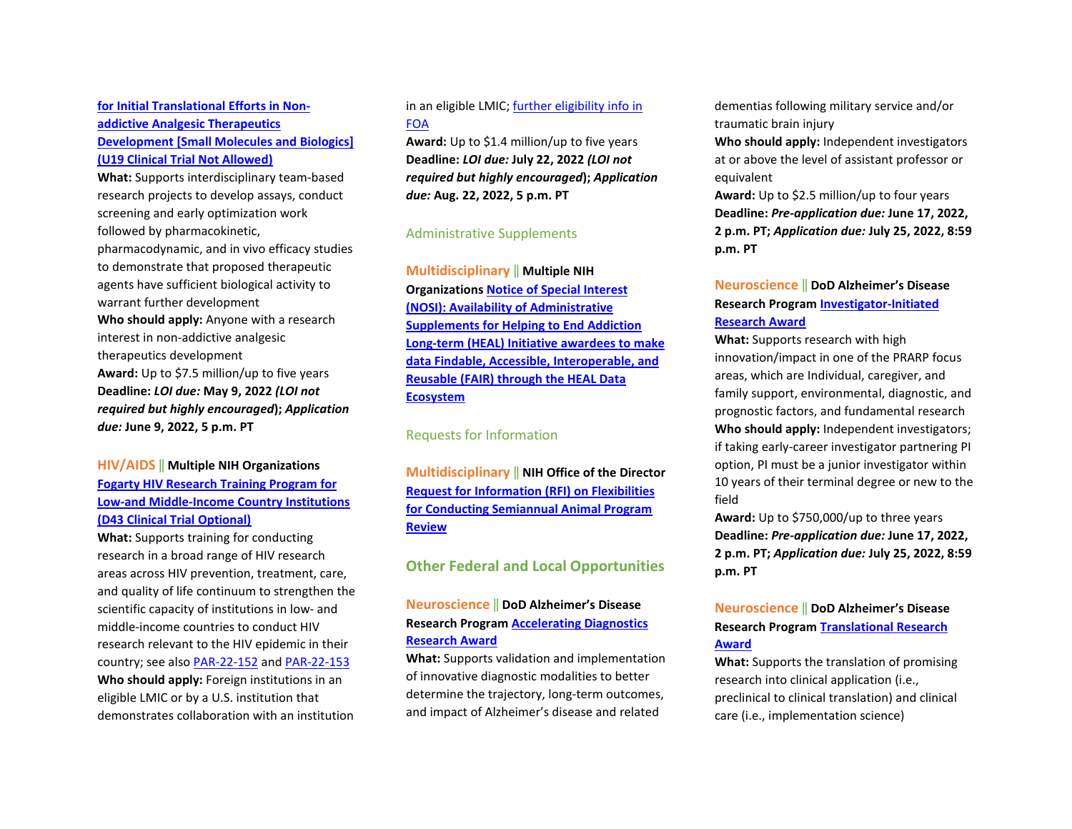**for Initial Translational Efforts in Non-addictive Analgesic Therapeutics Development [Small Molecules and Biologics] (U19 Clinical Trial Not Allowed)**

**What:** Supports interdisciplinary team-based research projects to develop assays, conduct screening and early optimization work followed by pharmacokinetic, pharmacodynamic, and in vivo efficacy studies to demonstrate that proposed therapeutic agents have sufficient biological activity to warrant further development

**Who should apply:** Anyone with a research interest in non-addictive analgesic therapeutics development

**Award:** Up to $7.5 million/up to five years

**Deadline:** ***LOI due:*** **May 9, 2022 *(LOI not required but highly encouraged*); *Application due:* June 9, 2022, 5 p.m. PT**

HIV/AIDS || **Multiple NIH Organizations** **Fogarty HIV Research Training Program for Low-and Middle-Income Country Institutions (D43 Clinical Trial Optional)**

**What:** Supports training for conducting research in a broad range of HIV research areas across HIV prevention, treatment, care, and quality of life continuum to strengthen the scientific capacity of institutions in low- and middle-income countries to conduct HIV research relevant to the HIV epidemic in their country; see also PAR-22-152 and PAR-22-153

**Who should apply:** Foreign institutions in an eligible LMIC or by a U.S. institution that demonstrates collaboration with an institution in an eligible LMIC; further eligibility info in FOA

**Award:** Up to $1.4 million/up to five years

**Deadline:** ***LOI due:*** **July 22, 2022 *(LOI not required but highly encouraged*); *Application due:* Aug. 22, 2022, 5 p.m. PT**

### Administrative Supplements

Multidisciplinary || **Multiple NIH Organizations** **Notice of Special Interest (NOSI): Availability of Administrative Supplements for Helping to End Addiction Long-term (HEAL) Initiative awardees to make data Findable, Accessible, Interoperable, and Reusable (FAIR) through the HEAL Data Ecosystem**

### Requests for Information

Multidisciplinary || **NIH Office of the Director** **Request for Information (RFI) on Flexibilities for Conducting Semiannual Animal Program Review**

## Other Federal and Local Opportunities

Neuroscience || **DoD Alzheimer's Disease Research Program** **Accelerating Diagnostics Research Award**

**What:** Supports validation and implementation of innovative diagnostic modalities to better determine the trajectory, long-term outcomes, and impact of Alzheimer's disease and related dementias following military service and/or traumatic brain injury

**Who should apply:** Independent investigators at or above the level of assistant professor or equivalent

**Award:** Up to $2.5 million/up to four years

**Deadline:** ***Pre-application due:*** **June 17, 2022, 2 p.m. PT; *Application due:* July 25, 2022, 8:59 p.m. PT**

Neuroscience || **DoD Alzheimer's Disease Research Program** **Investigator-Initiated Research Award**

**What:** Supports research with high innovation/impact in one of the PRARP focus areas, which are Individual, caregiver, and family support, environmental, diagnostic, and prognostic factors, and fundamental research

**Who should apply:** Independent investigators; if taking early-career investigator partnering PI option, PI must be a junior investigator within 10 years of their terminal degree or new to the field

**Award:** Up to $750,000/up to three years

**Deadline:** ***Pre-application due:*** **June 17, 2022, 2 p.m. PT; *Application due:* July 25, 2022, 8:59 p.m. PT**

Neuroscience || **DoD Alzheimer's Disease Research Program** **Translational Research Award**

**What:** Supports the translation of promising research into clinical application (i.e., preclinical to clinical translation) and clinical care (i.e., implementation science)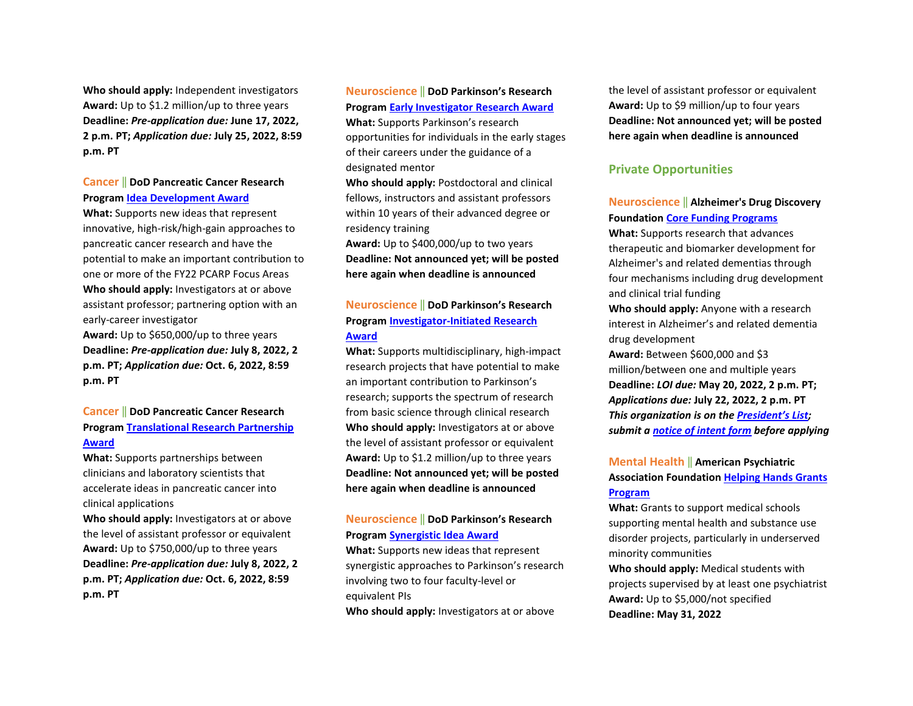**Who should apply:** Independent investigators
**Award:** Up to $1.2 million/up to three years
**Deadline:** ***Pre-application due:*** **June 17, 2022, 2 p.m. PT;** ***Application due:*** **July 25, 2022, 8:59 p.m. PT**

Cancer || **DoD Pancreatic Cancer Research Program [Idea Development Award]()**
**What:** Supports new ideas that represent innovative, high-risk/high-gain approaches to pancreatic cancer research and have the potential to make an important contribution to one or more of the FY22 PCARP Focus Areas
**Who should apply:** Investigators at or above assistant professor; partnering option with an early-career investigator
**Award:** Up to $650,000/up to three years
**Deadline:** ***Pre-application due:*** **July 8, 2022, 2 p.m. PT;** ***Application due:*** **Oct. 6, 2022, 8:59 p.m. PT**

Cancer || **DoD Pancreatic Cancer Research Program [Translational Research Partnership Award]()**
**What:** Supports partnerships between clinicians and laboratory scientists that accelerate ideas in pancreatic cancer into clinical applications
**Who should apply:** Investigators at or above the level of assistant professor or equivalent
**Award:** Up to $750,000/up to three years
**Deadline:** ***Pre-application due:*** **July 8, 2022, 2 p.m. PT;** ***Application due:*** **Oct. 6, 2022, 8:59 p.m. PT**

Neuroscience || **DoD Parkinson's Research Program [Early Investigator Research Award]()**
**What:** Supports Parkinson's research opportunities for individuals in the early stages of their careers under the guidance of a designated mentor
**Who should apply:** Postdoctoral and clinical fellows, instructors and assistant professors within 10 years of their advanced degree or residency training
**Award:** Up to $400,000/up to two years
**Deadline: Not announced yet; will be posted here again when deadline is announced**

Neuroscience || **DoD Parkinson's Research Program [Investigator-Initiated Research Award]()**
**What:** Supports multidisciplinary, high-impact research projects that have potential to make an important contribution to Parkinson's research; supports the spectrum of research from basic science through clinical research
**Who should apply:** Investigators at or above the level of assistant professor or equivalent
**Award:** Up to $1.2 million/up to three years
**Deadline: Not announced yet; will be posted here again when deadline is announced**

Neuroscience || **DoD Parkinson's Research Program [Synergistic Idea Award]()**
**What:** Supports new ideas that represent synergistic approaches to Parkinson's research involving two to four faculty-level or equivalent PIs
**Who should apply:** Investigators at or above the level of assistant professor or equivalent
**Award:** Up to $9 million/up to four years
**Deadline: Not announced yet; will be posted here again when deadline is announced**

## Private Opportunities

Neuroscience || **Alzheimer's Drug Discovery Foundation [Core Funding Programs]()**
**What:** Supports research that advances therapeutic and biomarker development for Alzheimer's and related dementias through four mechanisms including drug development and clinical trial funding
**Who should apply:** Anyone with a research interest in Alzheimer's and related dementia drug development
**Award:** Between $600,000 and $3 million/between one and multiple years
**Deadline:** ***LOI due:*** **May 20, 2022, 2 p.m. PT;** ***Applications due:*** **July 22, 2022, 2 p.m. PT**
***This organization is on the [President's List](); submit a [notice of intent form]() before applying***

Mental Health || **American Psychiatric Association Foundation [Helping Hands Grants Program]()**
**What:** Grants to support medical schools supporting mental health and substance use disorder projects, particularly in underserved minority communities
**Who should apply:** Medical students with projects supervised by at least one psychiatrist
**Award:** Up to $5,000/not specified
**Deadline: May 31, 2022**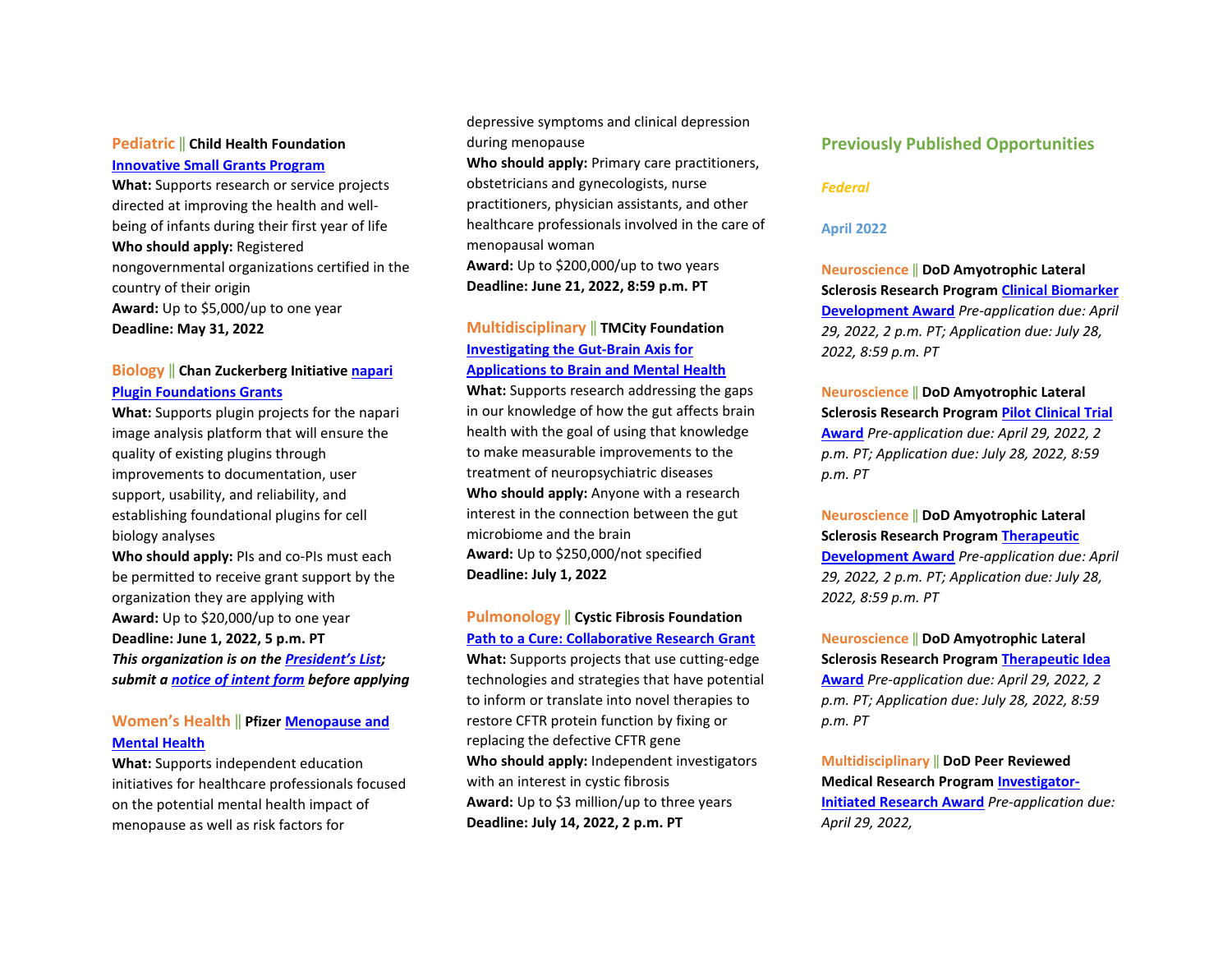**Pediatric** || **Child Health Foundation**
**Innovative Small Grants Program**
**What:** Supports research or service projects directed at improving the health and well-being of infants during their first year of life
**Who should apply:** Registered nongovernmental organizations certified in the country of their origin
**Award:** Up to $5,000/up to one year
**Deadline: May 31, 2022**

**Biology** || **Chan Zuckerberg Initiative napari Plugin Foundations Grants**
**What:** Supports plugin projects for the napari image analysis platform that will ensure the quality of existing plugins through improvements to documentation, user support, usability, and reliability, and establishing foundational plugins for cell biology analyses
**Who should apply:** PIs and co-PIs must each be permitted to receive grant support by the organization they are applying with
**Award:** Up to $20,000/up to one year
**Deadline: June 1, 2022, 5 p.m. PT**
***This organization is on the President's List; submit a notice of intent form before applying***

**Women's Health** || **Pfizer Menopause and Mental Health**
**What:** Supports independent education initiatives for healthcare professionals focused on the potential mental health impact of menopause as well as risk factors for depressive symptoms and clinical depression during menopause
**Who should apply:** Primary care practitioners, obstetricians and gynecologists, nurse practitioners, physician assistants, and other healthcare professionals involved in the care of menopausal woman
**Award:** Up to $200,000/up to two years
**Deadline: June 21, 2022, 8:59 p.m. PT**

**Multidisciplinary** || **TMCity Foundation**
**Investigating the Gut-Brain Axis for Applications to Brain and Mental Health**
**What:** Supports research addressing the gaps in our knowledge of how the gut affects brain health with the goal of using that knowledge to make measurable improvements to the treatment of neuropsychiatric diseases
**Who should apply:** Anyone with a research interest in the connection between the gut microbiome and the brain
**Award:** Up to $250,000/not specified
**Deadline: July 1, 2022**

**Pulmonology** || **Cystic Fibrosis Foundation**
**Path to a Cure: Collaborative Research Grant**
**What:** Supports projects that use cutting-edge technologies and strategies that have potential to inform or translate into novel therapies to restore CFTR protein function by fixing or replacing the defective CFTR gene
**Who should apply:** Independent investigators with an interest in cystic fibrosis
**Award:** Up to $3 million/up to three years
**Deadline: July 14, 2022, 2 p.m. PT**

## Previously Published Opportunities

*Federal*

### April 2022

**Neuroscience** || **DoD Amyotrophic Lateral Sclerosis Research Program Clinical Biomarker Development Award** *Pre-application due: April 29, 2022, 2 p.m. PT; Application due: July 28, 2022, 8:59 p.m. PT*

**Neuroscience** || **DoD Amyotrophic Lateral Sclerosis Research Program Pilot Clinical Trial Award** *Pre-application due: April 29, 2022, 2 p.m. PT; Application due: July 28, 2022, 8:59 p.m. PT*

**Neuroscience** || **DoD Amyotrophic Lateral Sclerosis Research Program Therapeutic Development Award** *Pre-application due: April 29, 2022 2 p.m. PT; Application due: July 28, 2022, 8:59 p.m. PT*

**Neuroscience** || **DoD Amyotrophic Lateral Sclerosis Research Program Therapeutic Idea Award** *Pre-application due: April 29, 2022, 2 p.m. PT; Application due: July 28, 2022, 8:59 p.m. PT*

**Multidisciplinary** || **DoD Peer Reviewed Medical Research Program Investigator-Initiated Research Award** *Pre-application due: April 29, 2022,*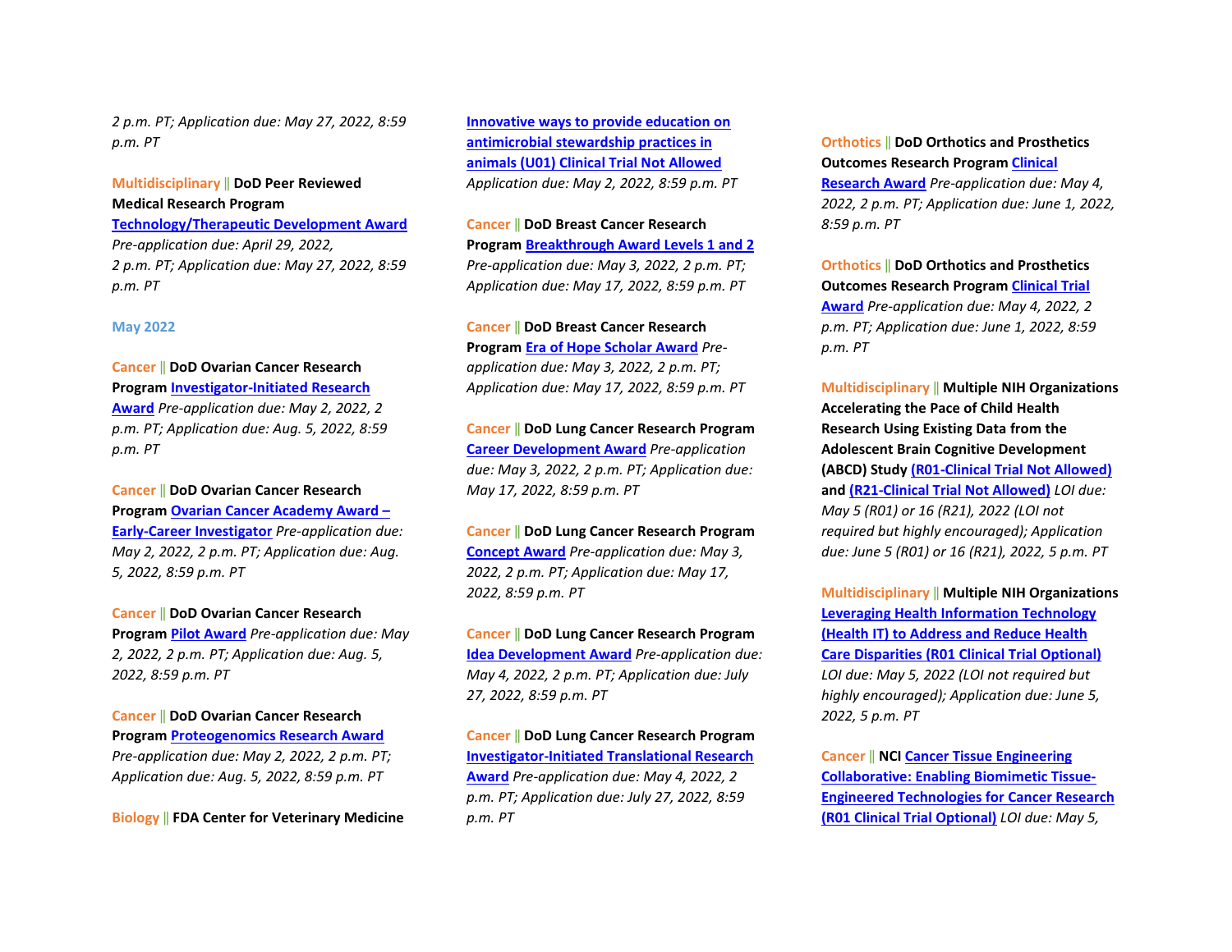*2 p.m. PT; Application due: May 27, 2022, 8:59 p.m. PT*

Multidisciplinary || **DoD Peer Reviewed Medical Research Program** **Technology/Therapeutic Development Award** *Pre-application due: April 29, 2022, 2 p.m. PT; Application due: May 27, 2022, 8:59 p.m. PT*

## May 2022

Cancer || **DoD Ovarian Cancer Research Program** **Investigator-Initiated Research Award** *Pre-application due: May 2, 2022, 2 p.m. PT; Application due: Aug. 5, 2022, 8:59 p.m. PT*

Cancer || **DoD Ovarian Cancer Research Program** **Ovarian Cancer Academy Award – Early-Career Investigator** *Pre-application due: May 2, 2022, 2 p.m. PT; Application due: Aug. 5, 2022, 8:59 p.m. PT*

Cancer || **DoD Ovarian Cancer Research Program** **Pilot Award** *Pre-application due: May 2, 2022, 2 p.m. PT; Application due: Aug. 5, 2022, 8:59 p.m. PT*

Cancer || **DoD Ovarian Cancer Research Program** **Proteogenomics Research Award** *Pre-application due: May 2, 2022, 2 p.m. PT; Application due: Aug. 5, 2022, 8:59 p.m. PT*

Biology || **FDA Center for Veterinary Medicine** **Innovative ways to provide education on antimicrobial stewardship practices in animals (U01) Clinical Trial Not Allowed** *Application due: May 2, 2022, 8:59 p.m. PT*

Cancer || **DoD Breast Cancer Research Program** **Breakthrough Award Levels 1 and 2** *Pre-application due: May 3, 2022, 2 p.m. PT; Application due: May 17, 2022, 8:59 p.m. PT*

Cancer || **DoD Breast Cancer Research Program** **Era of Hope Scholar Award** *Pre-application due: May 3, 2022, 2 p.m. PT; Application due: May 17, 2022, 8:59 p.m. PT*

Cancer || **DoD Lung Cancer Research Program** **Career Development Award** *Pre-application due: May 3, 2022, 2 p.m. PT; Application due: May 17, 2022, 8:59 p.m. PT*

Cancer || **DoD Lung Cancer Research Program** **Concept Award** *Pre-application due: May 3, 2022, 2 p.m. PT; Application due: May 17, 2022, 8:59 p.m. PT*

Cancer || **DoD Lung Cancer Research Program** **Idea Development Award** *Pre-application due: May 4, 2022, 2 p.m. PT; Application due: July 27, 2022, 8:59 p.m. PT*

Cancer || **DoD Lung Cancer Research Program** **Investigator-Initiated Translational Research Award** *Pre-application due: May 4, 2022, 2 p.m. PT; Application due: July 27, 2022, 8:59 p.m. PT*

Orthotics || **DoD Orthotics and Prosthetics Outcomes Research Program** **Clinical Research Award** *Pre-application due: May 4, 2022, 2 p.m. PT; Application due: June 1, 2022, 8:59 p.m. PT*

Orthotics || **DoD Orthotics and Prosthetics Outcomes Research Program** **Clinical Trial Award** *Pre-application due: May 4, 2022, 2 p.m. PT; Application due: June 1, 2022, 8:59 p.m. PT*

Multidisciplinary || **Multiple NIH Organizations Accelerating the Pace of Child Health Research Using Existing Data from the Adolescent Brain Cognitive Development (ABCD) Study** **(R01-Clinical Trial Not Allowed)** **and** **(R21-Clinical Trial Not Allowed)** *LOI due: May 5 (R01) or 16 (R21), 2022 (LOI not required but highly encouraged); Application due: June 5 (R01) or 16 (R21), 2022, 5 p.m. PT*

Multidisciplinary || **Multiple NIH Organizations** **Leveraging Health Information Technology (Health IT) to Address and Reduce Health Care Disparities (R01 Clinical Trial Optional)** *LOI due: May 5, 2022 (LOI not required but highly encouraged); Application due: June 5, 2022, 5 p.m. PT*

Cancer || **NCI** **Cancer Tissue Engineering Collaborative: Enabling Biomimetic Tissue-Engineered Technologies for Cancer Research (R01 Clinical Trial Optional)** *LOI due: May 5,*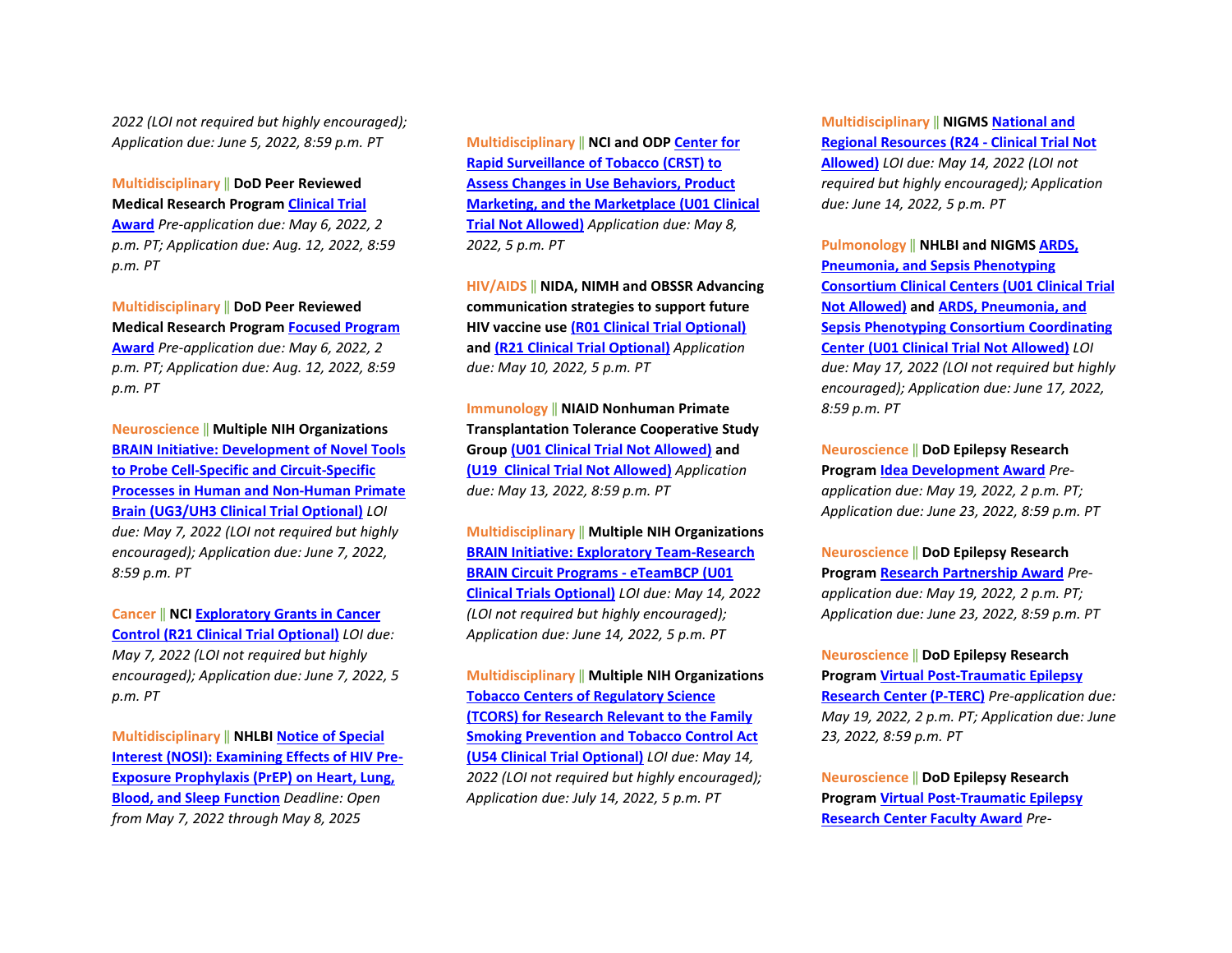*2022 (LOI not required but highly encouraged); Application due: June 5, 2022, 8:59 p.m. PT*

Multidisciplinary || **DoD Peer Reviewed Medical Research Program** Clinical Trial Award *Pre-application due: May 6, 2022, 2 p.m. PT; Application due: Aug. 12, 2022, 8:59 p.m. PT*

Multidisciplinary || **DoD Peer Reviewed Medical Research Program** Focused Program Award *Pre-application due: May 6, 2022, 2 p.m. PT; Application due: Aug. 12, 2022, 8:59 p.m. PT*

Neuroscience || **Multiple NIH Organizations** BRAIN Initiative: Development of Novel Tools to Probe Cell-Specific and Circuit-Specific Processes in Human and Non-Human Primate Brain (UG3/UH3 Clinical Trial Optional) *LOI due: May 7, 2022 (LOI not required but highly encouraged); Application due: June 7, 2022, 8:59 p.m. PT*

Cancer || **NCI** Exploratory Grants in Cancer Control (R21 Clinical Trial Optional) *LOI due: May 7, 2022 (LOI not required but highly encouraged); Application due: June 7, 2022, 5 p.m. PT*

Multidisciplinary || **NHLBI** Notice of Special Interest (NOSI): Examining Effects of HIV Pre-Exposure Prophylaxis (PrEP) on Heart, Lung, Blood, and Sleep Function *Deadline: Open from May 7, 2022 through May 8, 2025*

Multidisciplinary || **NCI and ODP** Center for Rapid Surveillance of Tobacco (CRST) to Assess Changes in Use Behaviors, Product Marketing, and the Marketplace (U01 Clinical Trial Not Allowed) *Application due: May 8, 2022, 5 p.m. PT*

HIV/AIDS || **NIDA, NIMH and OBSSR Advancing communication strategies to support future HIV vaccine use** (R01 Clinical Trial Optional) **and** (R21 Clinical Trial Optional) *Application due: May 10, 2022, 5 p.m. PT*

Immunology || **NIAID Nonhuman Primate Transplantation Tolerance Cooperative Study Group** (U01 Clinical Trial Not Allowed) **and** (U19 Clinical Trial Not Allowed) *Application due: May 13, 2022, 8:59 p.m. PT*

Multidisciplinary || **Multiple NIH Organizations** BRAIN Initiative: Exploratory Team-Research BRAIN Circuit Programs - eTeamBCP (U01 Clinical Trials Optional) *LOI due: May 14, 2022 (LOI not required but highly encouraged); Application due: June 14, 2022, 5 p.m. PT*

Multidisciplinary || **Multiple NIH Organizations** Tobacco Centers of Regulatory Science (TCORS) for Research Relevant to the Family Smoking Prevention and Tobacco Control Act (U54 Clinical Trial Optional) *LOI due: May 14, 2022 (LOI not required but highly encouraged); Application due: July 14, 2022, 5 p.m. PT*

Multidisciplinary || **NIGMS** National and Regional Resources (R24 - Clinical Trial Not Allowed) *LOI due: May 14, 2022 (LOI not required but highly encouraged); Application due: June 14, 2022, 5 p.m. PT*

Pulmonology || **NHLBI and NIGMS** ARDS, Pneumonia, and Sepsis Phenotyping Consortium Clinical Centers (U01 Clinical Trial Not Allowed) **and** ARDS, Pneumonia, and Sepsis Phenotyping Consortium Coordinating Center (U01 Clinical Trial Not Allowed) *LOI due: May 17, 2022 (LOI not required but highly encouraged); Application due: June 17, 2022, 8:59 p.m. PT*

Neuroscience || **DoD Epilepsy Research Program** Idea Development Award *Pre-application due: May 19, 2022, 2 p.m. PT; Application due: June 23, 2022, 8:59 p.m. PT*

Neuroscience || **DoD Epilepsy Research Program** Research Partnership Award *Pre-application due: May 19, 2022, 2 p.m. PT; Application due: June 23, 2022, 8:59 p.m. PT*

Neuroscience || **DoD Epilepsy Research Program** Virtual Post-Traumatic Epilepsy Research Center (P-TERC) *Pre-application due: May 19, 2022, 2 p.m. PT; Application due: June 23, 2022, 8:59 p.m. PT*

Neuroscience || **DoD Epilepsy Research Program** Virtual Post-Traumatic Epilepsy Research Center Faculty Award *Pre-*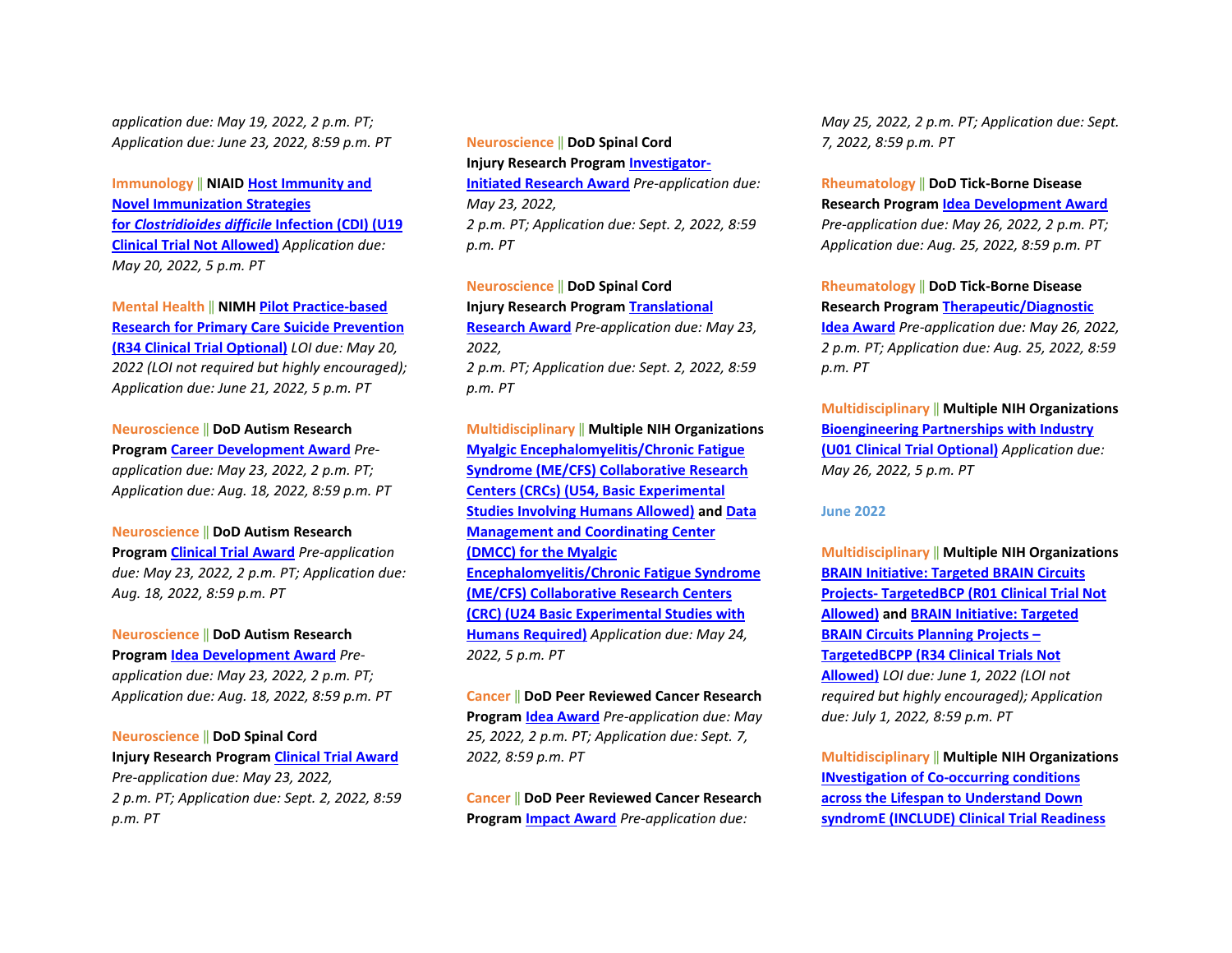*application due: May 19, 2022, 2 p.m. PT; Application due: June 23, 2022, 8:59 p.m. PT*

Immunology || **NIAID** **Host Immunity and Novel Immunization Strategies for *Clostridioides difficile* Infection (CDI) (U19 Clinical Trial Not Allowed)** *Application due: May 20, 2022, 5 p.m. PT*

Mental Health || **NIMH** **Pilot Practice-based Research for Primary Care Suicide Prevention (R34 Clinical Trial Optional)** *LOI due: May 20, 2022 (LOI not required but highly encouraged); Application due: June 21, 2022, 5 p.m. PT*

Neuroscience || **DoD Autism Research Program** **Career Development Award** *Pre-application due: May 23, 2022, 2 p.m. PT; Application due: Aug. 18, 2022, 8:59 p.m. PT*

Neuroscience || **DoD Autism Research Program** **Clinical Trial Award** *Pre-application due: May 23, 2022, 2 p.m. PT; Application due: Aug. 18, 2022, 8:59 p.m. PT*

Neuroscience || **DoD Autism Research Program** **Idea Development Award** *Pre-application due: May 23, 2022, 2 p.m. PT; Application due: Aug. 18, 2022, 8:59 p.m. PT*

Neuroscience || **DoD Spinal Cord Injury Research Program** **Clinical Trial Award** *Pre-application due: May 23, 2022, 2 p.m. PT; Application due: Sept. 2, 2022, 8:59 p.m. PT*

Neuroscience || **DoD Spinal Cord Injury Research Program** **Investigator-Initiated Research Award** *Pre-application due: May 23, 2022, 2 p.m. PT; Application due: Sept. 2, 2022, 8:59 p.m. PT*

Neuroscience || **DoD Spinal Cord Injury Research Program** **Translational Research Award** *Pre-application due: May 23, 2022, 2 p.m. PT; Application due: Sept. 2, 2022, 8:59 p.m. PT*

Multidisciplinary || **Multiple NIH Organizations** **Myalgic Encephalomyelitis/Chronic Fatigue Syndrome (ME/CFS) Collaborative Research Centers (CRCs) (U54, Basic Experimental Studies Involving Humans Allowed)** **and** **Data Management and Coordinating Center (DMCC) for the Myalgic Encephalomyelitis/Chronic Fatigue Syndrome (ME/CFS) Collaborative Research Centers (CRC) (U24 Basic Experimental Studies with Humans Required)** *Application due: May 24, 2022, 5 p.m. PT*

Cancer || **DoD Peer Reviewed Cancer Research Program** **Idea Award** *Pre-application due: May 25, 2022, 2 p.m. PT; Application due: Sept. 7, 2022, 8:59 p.m. PT*

Cancer || **DoD Peer Reviewed Cancer Research Program** **Impact Award** *Pre-application due: May 25, 2022, 2 p.m. PT; Application due: Sept. 7, 2022, 8:59 p.m. PT*

Rheumatology || **DoD Tick-Borne Disease Research Program** **Idea Development Award** *Pre-application due: May 26, 2022, 2 p.m. PT; Application due: Aug. 25, 2022, 8:59 p.m. PT*

Rheumatology || **DoD Tick-Borne Disease Research Program** **Therapeutic/Diagnostic Idea Award** *Pre-application due: May 26, 2022, 2 p.m. PT; Application due: Aug. 25, 2022, 8:59 p.m. PT*

Multidisciplinary || **Multiple NIH Organizations** **Bioengineering Partnerships with Industry (U01 Clinical Trial Optional)** *Application due: May 26, 2022, 5 p.m. PT*

## June 2022

Multidisciplinary || **Multiple NIH Organizations** **BRAIN Initiative: Targeted BRAIN Circuits Projects- TargetedBCP (R01 Clinical Trial Not Allowed)** **and** **BRAIN Initiative: Targeted BRAIN Circuits Planning Projects – TargetedBCPP (R34 Clinical Trials Not Allowed)** *LOI due: June 1, 2022 (LOI not required but highly encouraged); Application due: July 1, 2022, 8:59 p.m. PT*

Multidisciplinary || **Multiple NIH Organizations** **INvestigation of Co-occurring conditions across the Lifespan to Understand Down syndromE (INCLUDE) Clinical Trial Readiness**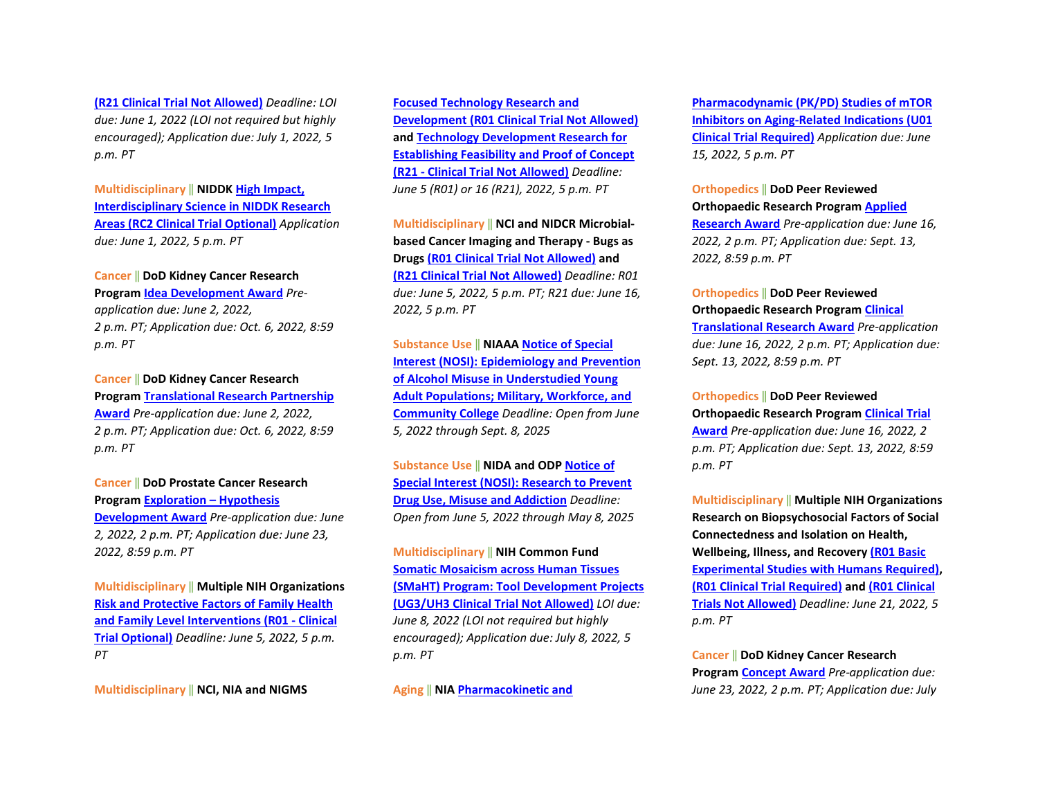**(R21 Clinical Trial Not Allowed)** *Deadline: LOI due: June 1, 2022 (LOI not required but highly encouraged); Application due: July 1, 2022, 5 p.m. PT*

Multidisciplinary || **NIDDK** **High Impact, Interdisciplinary Science in NIDDK Research Areas (RC2 Clinical Trial Optional)** *Application due: June 1, 2022, 5 p.m. PT*

Cancer || **DoD Kidney Cancer Research Program** **Idea Development Award** *Pre-application due: June 2, 2022, 2 p.m. PT; Application due: Oct. 6, 2022, 8:59 p.m. PT*

Cancer || **DoD Kidney Cancer Research Program** **Translational Research Partnership Award** *Pre-application due: June 2, 2022, 2 p.m. PT; Application due: Oct. 6, 2022, 8:59 p.m. PT*

Cancer || **DoD Prostate Cancer Research Program** **Exploration – Hypothesis Development Award** *Pre-application due: June 2, 2022, 2 p.m. PT; Application due: June 23, 2022, 8:59 p.m. PT*

Multidisciplinary || **Multiple NIH Organizations** **Risk and Protective Factors of Family Health and Family Level Interventions (R01 - Clinical Trial Optional)** *Deadline: June 5, 2022, 5 p.m. PT*

Multidisciplinary || **NCI, NIA and NIGMS** **Focused Technology Research and Development (R01 Clinical Trial Not Allowed)** **and** **Technology Development Research for Establishing Feasibility and Proof of Concept (R21 - Clinical Trial Not Allowed)** *Deadline: June 5 (R01) or 16 (R21), 2022, 5 p.m. PT*

Multidisciplinary || **NCI and NIDCR Microbial-based Cancer Imaging and Therapy - Bugs as Drugs** **(R01 Clinical Trial Not Allowed)** **and** **(R21 Clinical Trial Not Allowed)** *Deadline: R01 due: June 5, 2022, 5 p.m. PT; R21 due: June 16, 2022, 5 p.m. PT*

Substance Use || **NIAAA** **Notice of Special Interest (NOSI): Epidemiology and Prevention of Alcohol Misuse in Understudied Young Adult Populations; Military, Workforce, and Community College** *Deadline: Open from June 5, 2022 through Sept. 8, 2025*

Substance Use || **NIDA and ODP** **Notice of Special Interest (NOSI): Research to Prevent Drug Use, Misuse and Addiction** *Deadline: Open from June 5, 2022 through May 8, 2025*

Multidisciplinary || **NIH Common Fund** **Somatic Mosaicism across Human Tissues (SMaHT) Program: Tool Development Projects (UG3/UH3 Clinical Trial Not Allowed)** *LOI due: June 8, 2022 (LOI not required but highly encouraged); Application due: July 8, 2022, 5 p.m. PT*

Aging || **NIA** **Pharmacokinetic and Pharmacodynamic (PK/PD) Studies of mTOR Inhibitors on Aging-Related Indications (U01 Clinical Trial Required)** *Application due: June 15, 2022, 5 p.m. PT*

Orthopedics || **DoD Peer Reviewed Orthopaedic Research Program** **Applied Research Award** *Pre-application due: June 16, 2022, 2 p.m. PT; Application due: Sept. 13, 2022, 8:59 p.m. PT*

Orthopedics || **DoD Peer Reviewed Orthopaedic Research Program** **Clinical Translational Research Award** *Pre-application due: June 16, 2022, 2 p.m. PT; Application due: Sept. 13, 2022, 8:59 p.m. PT*

Orthopedics || **DoD Peer Reviewed Orthopaedic Research Program** **Clinical Trial Award** *Pre-application due: June 16, 2022, 2 p.m. PT; Application due: Sept. 13, 2022, 8:59 p.m. PT*

Multidisciplinary || **Multiple NIH Organizations Research on Biopsychosocial Factors of Social Connectedness and Isolation on Health, Wellbeing, Illness, and Recovery** **(R01 Basic Experimental Studies with Humans Required)**, **(R01 Clinical Trial Required)** **and** **(R01 Clinical Trials Not Allowed)** *Deadline: June 21, 2022, 5 p.m. PT*

Cancer || **DoD Kidney Cancer Research Program** **Concept Award** *Pre-application due: June 23, 2022, 2 p.m. PT; Application due: July*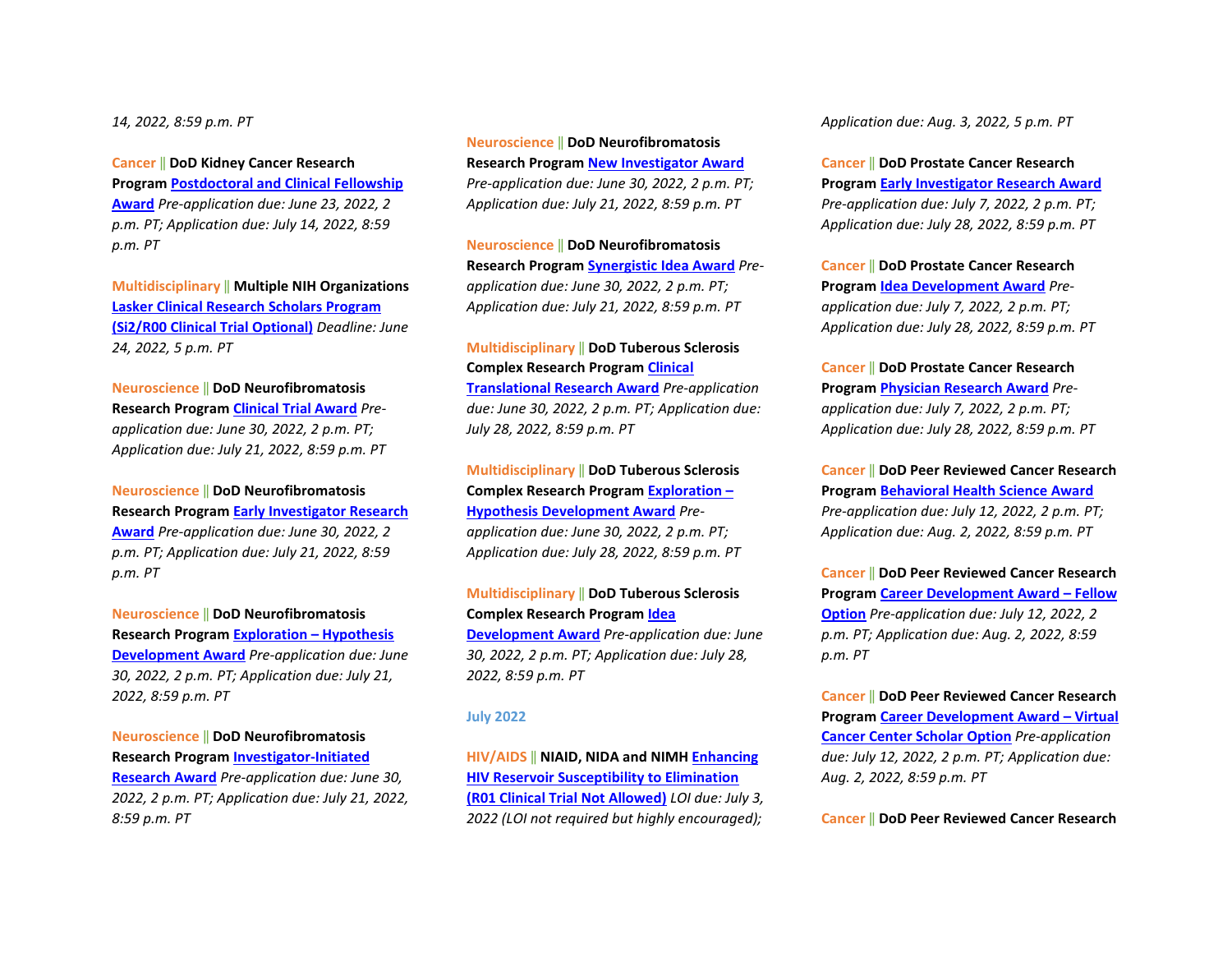*14, 2022, 8:59 p.m. PT*

Cancer || **DoD Kidney Cancer Research Program** **Postdoctoral and Clinical Fellowship Award** *Pre-application due: June 23, 2022, 2 p.m. PT; Application due: July 14, 2022, 8:59 p.m. PT*

Multidisciplinary || **Multiple NIH Organizations** **Lasker Clinical Research Scholars Program (Si2/R00 Clinical Trial Optional)** *Deadline: June 24, 2022, 5 p.m. PT*

Neuroscience || **DoD Neurofibromatosis Research Program** **Clinical Trial Award** *Pre-application due: June 30, 2022, 2 p.m. PT; Application due: July 21, 2022, 8:59 p.m. PT*

Neuroscience || **DoD Neurofibromatosis Research Program** **Early Investigator Research Award** *Pre-application due: June 30, 2022, 2 p.m. PT; Application due: July 21, 2022, 8:59 p.m. PT*

Neuroscience || **DoD Neurofibromatosis Research Program** **Exploration – Hypothesis Development Award** *Pre-application due: June 30, 2022, 2 p.m. PT; Application due: July 21, 2022, 8:59 p.m. PT*

Neuroscience || **DoD Neurofibromatosis Research Program** **Investigator-Initiated Research Award** *Pre-application due: June 30, 2022, 2 p.m. PT; Application due: July 21, 2022, 8:59 p.m. PT*

Neuroscience || **DoD Neurofibromatosis Research Program** **New Investigator Award** *Pre-application due: June 30, 2022, 2 p.m. PT; Application due: July 21, 2022, 8:59 p.m. PT*

Neuroscience || **DoD Neurofibromatosis Research Program** **Synergistic Idea Award** *Pre-application due: June 30, 2022, 2 p.m. PT; Application due: July 21, 2022, 8:59 p.m. PT*

Multidisciplinary || **DoD Tuberous Sclerosis Complex Research Program** **Clinical Translational Research Award** *Pre-application due: June 30, 2022, 2 p.m. PT; Application due: July 28, 2022, 8:59 p.m. PT*

Multidisciplinary || **DoD Tuberous Sclerosis Complex Research Program** **Exploration – Hypothesis Development Award** *Pre-application due: June 30, 2022, 2 p.m. PT; Application due: July 28, 2022, 8:59 p.m. PT*

Multidisciplinary || **DoD Tuberous Sclerosis Complex Research Program** **Idea Development Award** *Pre-application due: June 30, 2022, 2 p.m. PT; Application due: July 28, 2022, 8:59 p.m. PT*

### July 2022

HIV/AIDS || **NIAID, NIDA and NIMH** **Enhancing HIV Reservoir Susceptibility to Elimination (R01 Clinical Trial Not Allowed)** *LOI due: July 3, 2022 (LOI not required but highly encouraged); Application due: Aug. 3, 2022, 5 p.m. PT*

Cancer || **DoD Prostate Cancer Research Program** **Early Investigator Research Award** *Pre-application due: July 7, 2022, 2 p.m. PT; Application due: July 28, 2022, 8:59 p.m. PT*

Cancer || **DoD Prostate Cancer Research Program** **Idea Development Award** *Pre-application due: July 7, 2022, 2 p.m. PT; Application due: July 28, 2022, 8:59 p.m. PT*

Cancer || **DoD Prostate Cancer Research Program** **Physician Research Award** *Pre-application due: July 7, 2022, 2 p.m. PT; Application due: July 28, 2022, 8:59 p.m. PT*

Cancer || **DoD Peer Reviewed Cancer Research Program** **Behavioral Health Science Award** *Pre-application due: July 12, 2022, 2 p.m. PT; Application due: Aug. 2, 2022, 8:59 p.m. PT*

Cancer || **DoD Peer Reviewed Cancer Research Program** **Career Development Award – Fellow Option** *Pre-application due: July 12, 2022, 2 p.m. PT; Application due: Aug. 2, 2022, 8:59 p.m. PT*

Cancer || **DoD Peer Reviewed Cancer Research Program** **Career Development Award – Virtual Cancer Center Scholar Option** *Pre-application due: July 12, 2022, 2 p.m. PT; Application due: Aug. 2, 2022, 8:59 p.m. PT*

Cancer || **DoD Peer Reviewed Cancer Research**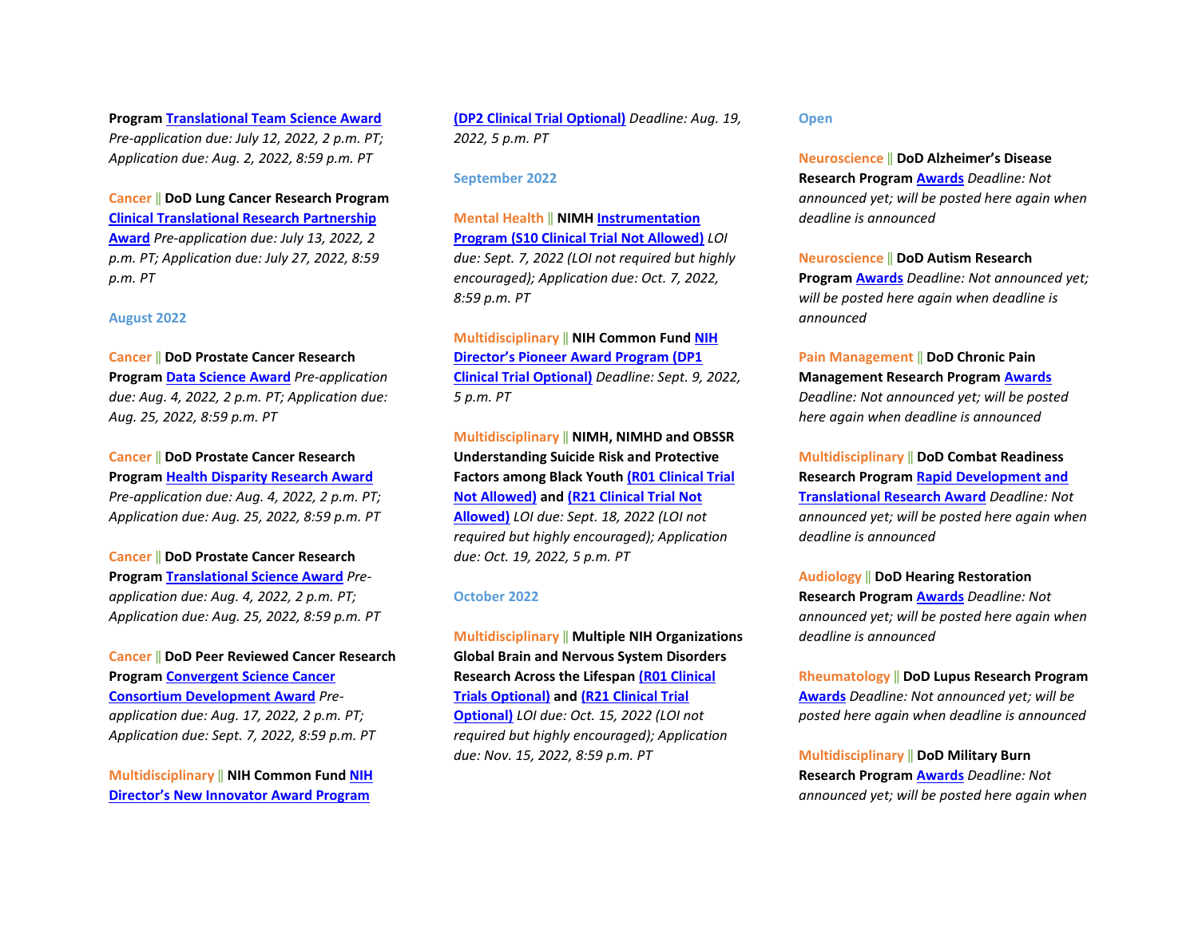**Program** [Translational Team Science Award]() *Pre-application due: July 12, 2022, 2 p.m. PT; Application due: Aug. 2, 2022, 8:59 p.m. PT*

Cancer || **DoD Lung Cancer Research Program** [Clinical Translational Research Partnership Award]() *Pre-application due: July 13, 2022, 2 p.m. PT; Application due: July 27, 2022, 8:59 p.m. PT*

### August 2022

Cancer || **DoD Prostate Cancer Research Program** [Data Science Award]() *Pre-application due: Aug. 4, 2022, 2 p.m. PT; Application due: Aug. 25, 2022, 8:59 p.m. PT*

Cancer || **DoD Prostate Cancer Research Program** [Health Disparity Research Award]() *Pre-application due: Aug. 4, 2022, 2 p.m. PT; Application due: Aug. 25, 2022, 8:59 p.m. PT*

Cancer || **DoD Prostate Cancer Research Program** [Translational Science Award]() *Pre-application due: Aug. 4, 2022, 2 p.m. PT; Application due: Aug. 25, 2022, 8:59 p.m. PT*

Cancer || **DoD Peer Reviewed Cancer Research Program** [Convergent Science Cancer Consortium Development Award]() *Pre-application due: Aug. 17, 2022, 2 p.m. PT; Application due: Sept. 7, 2022, 8:59 p.m. PT*

Multidisciplinary || **NIH Common Fund** [NIH Director's New Innovator Award Program (DP2 Clinical Trial Optional)]() *Deadline: Aug. 19, 2022, 5 p.m. PT*

### September 2022

Mental Health || **NIMH** [Instrumentation Program (S10 Clinical Trial Not Allowed)]() *LOI due: Sept. 7, 2022 (LOI not required but highly encouraged); Application due: Oct. 7, 2022, 8:59 p.m. PT*

Multidisciplinary || **NIH Common Fund** [NIH Director's Pioneer Award Program (DP1 Clinical Trial Optional)]() *Deadline: Sept. 9, 2022, 5 p.m. PT*

Multidisciplinary || **NIMH, NIMHD and OBSSR Understanding Suicide Risk and Protective Factors among Black Youth** [(R01 Clinical Trial Not Allowed)]() **and** [(R21 Clinical Trial Not Allowed)]() *LOI due: Sept. 18, 2022 (LOI not required but highly encouraged); Application due: Oct. 19, 2022, 5 p.m. PT*

### October 2022

Multidisciplinary || **Multiple NIH Organizations Global Brain and Nervous System Disorders Research Across the Lifespan** [(R01 Clinical Trials Optional)]() **and** [(R21 Clinical Trial Optional)]() *LOI due: Oct. 15, 2022 (LOI not required but highly encouraged); Application due: Nov. 15, 2022, 8:59 p.m. PT*

### Open

Neuroscience || **DoD Alzheimer's Disease Research Program** [Awards]() *Deadline: Not announced yet; will be posted here again when deadline is announced*

Neuroscience || **DoD Autism Research Program** [Awards]() *Deadline: Not announced yet; will be posted here again when deadline is announced*

Pain Management || **DoD Chronic Pain Management Research Program** [Awards]() *Deadline: Not announced yet; will be posted here again when deadline is announced*

Multidisciplinary || **DoD Combat Readiness Research Program** [Rapid Development and Translational Research Award]() *Deadline: Not announced yet; will be posted here again when deadline is announced*

Audiology || **DoD Hearing Restoration Research Program** [Awards]() *Deadline: Not announced yet; will be posted here again when deadline is announced*

Rheumatology || **DoD Lupus Research Program** [Awards]() *Deadline: Not announced yet; will be posted here again when deadline is announced*

Multidisciplinary || **DoD Military Burn Research Program** [Awards]() *Deadline: Not announced yet; will be posted here again when*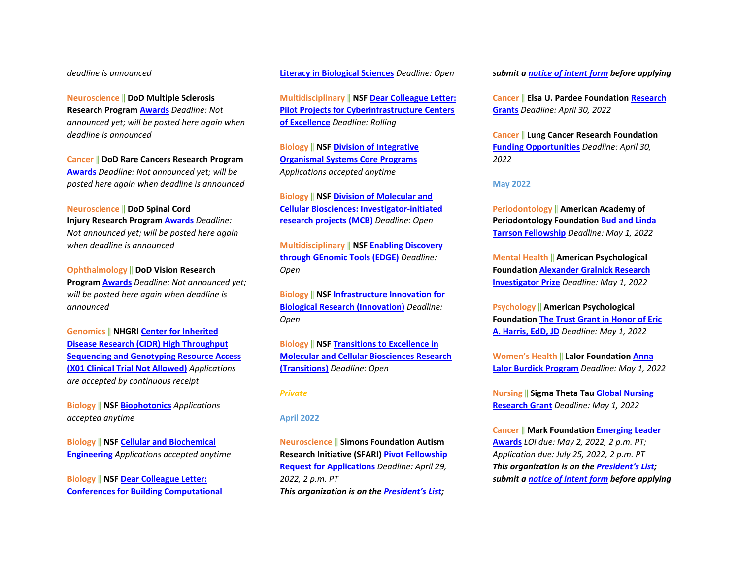*deadline is announced*

Neuroscience || **DoD Multiple Sclerosis Research Program** **Awards** *Deadline: Not announced yet; will be posted here again when deadline is announced*

Cancer || **DoD Rare Cancers Research Program** **Awards** *Deadline: Not announced yet; will be posted here again when deadline is announced*

Neuroscience || **DoD Spinal Cord Injury Research Program** **Awards** *Deadline: Not announced yet; will be posted here again when deadline is announced*

Ophthalmology || **DoD Vision Research Program** **Awards** *Deadline: Not announced yet; will be posted here again when deadline is announced*

Genomics || **NHGRI** **Center for Inherited Disease Research (CIDR) High Throughput Sequencing and Genotyping Resource Access (X01 Clinical Trial Not Allowed)** *Applications are accepted by continuous receipt*

Biology || **NSF** **Biophotonics** *Applications accepted anytime*

Biology || **NSF** **Cellular and Biochemical Engineering** *Applications accepted anytime*

Biology || **NSF** **Dear Colleague Letter: Conferences for Building Computational Literacy in Biological Sciences** *Deadline: Open*

Multidisciplinary || **NSF** **Dear Colleague Letter: Pilot Projects for Cyberinfrastructure Centers of Excellence** *Deadline: Rolling*

Biology || **NSF** **Division of Integrative Organismal Systems Core Programs** *Applications accepted anytime*

Biology || **NSF** **Division of Molecular and Cellular Biosciences: Investigator-initiated research projects (MCB)** *Deadline: Open*

Multidisciplinary || **NSF** **Enabling Discovery through GEnomic Tools (EDGE)** *Deadline: Open*

Biology || **NSF** **Infrastructure Innovation for Biological Research (Innovation)** *Deadline: Open*

Biology || **NSF** **Transitions to Excellence in Molecular and Cellular Biosciences Research (Transitions)** *Deadline: Open*

*Private*

**April 2022**

Neuroscience || **Simons Foundation Autism Research Initiative (SFARI)** **Pivot Fellowship Request for Applications** *Deadline: April 29, 2022, 2 p.m. PT*
***This organization is on the President's List; submit a notice of intent form before applying***

Cancer || **Elsa U. Pardee Foundation** **Research Grants** *Deadline: April 30, 2022*

Cancer || **Lung Cancer Research Foundation** **Funding Opportunities** *Deadline: April 30, 2022*

**May 2022**

Periodontology || **American Academy of Periodontology Foundation** **Bud and Linda Tarrson Fellowship** *Deadline: May 1, 2022*

Mental Health || **American Psychological Foundation** **Alexander Gralnick Research Investigator Prize** *Deadline: May 1, 2022*

Psychology || **American Psychological Foundation** **The Trust Grant in Honor of Eric A. Harris, EdD, JD** *Deadline: May 1, 2022*

Women's Health || **Lalor Foundation** **Anna Lalor Burdick Program** *Deadline: May 1, 2022*

Nursing || **Sigma Theta Tau** **Global Nursing Research Grant** *Deadline: May 1, 2022*

Cancer || **Mark Foundation** **Emerging Leader Awards** *LOI due: May 2, 2022, 2 p.m. PT; Application due: July 25, 2022, 2 p.m. PT*
***This organization is on the President's List; submit a notice of intent form before applying***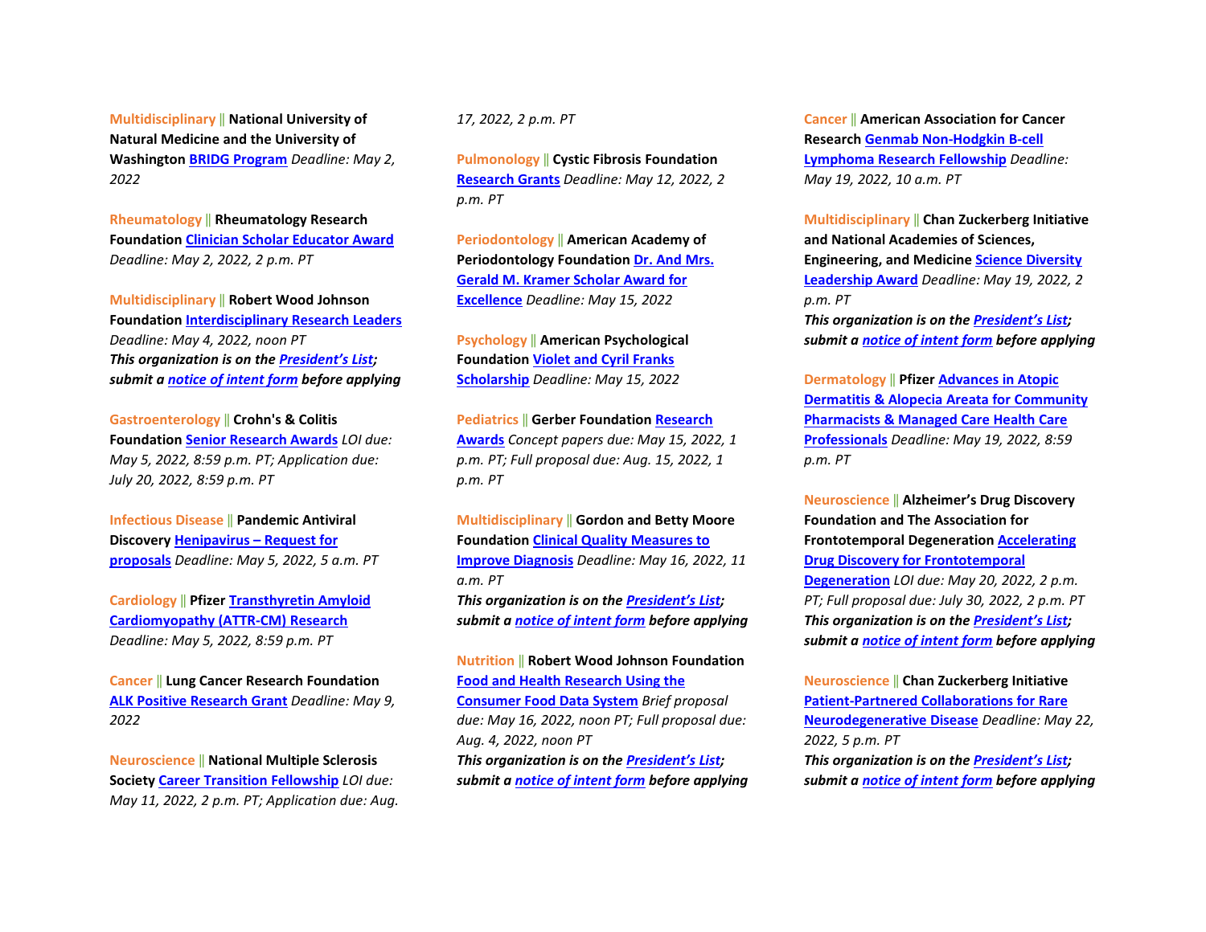**Multidisciplinary || National University of Natural Medicine and the University of Washington** **BRIDG Program** *Deadline: May 2, 2022*

**Rheumatology || Rheumatology Research Foundation** **Clinician Scholar Educator Award** *Deadline: May 2, 2022, 2 p.m. PT*

**Multidisciplinary || Robert Wood Johnson Foundation** **Interdisciplinary Research Leaders** *Deadline: May 4, 2022, noon PT*
***This organization is on the President's List; submit a notice of intent form before applying***

**Gastroenterology || Crohn's & Colitis Foundation** **Senior Research Awards** *LOI due: May 5, 2022, 8:59 p.m. PT; Application due: July 20, 2022, 8:59 p.m. PT*

**Infectious Disease || Pandemic Antiviral Discovery** **Henipavirus – Request for proposals** *Deadline: May 5, 2022, 5 a.m. PT*

**Cardiology || Pfizer** **Transthyretin Amyloid Cardiomyopathy (ATTR-CM) Research** *Deadline: May 5, 2022, 8:59 p.m. PT*

**Cancer || Lung Cancer Research Foundation** **ALK Positive Research Grant** *Deadline: May 9, 2022*

**Neuroscience || National Multiple Sclerosis Society** **Career Transition Fellowship** *LOI due: May 11, 2022, 2 p.m. PT; Application due: Aug. 17, 2022, 2 p.m. PT*

**Pulmonology || Cystic Fibrosis Foundation** **Research Grants** *Deadline: May 12, 2022, 2 p.m. PT*

**Periodontology || American Academy of Periodontology Foundation** **Dr. And Mrs. Gerald M. Kramer Scholar Award for Excellence** *Deadline: May 15, 2022*

**Psychology || American Psychological Foundation** **Violet and Cyril Franks Scholarship** *Deadline: May 15, 2022*

**Pediatrics || Gerber Foundation** **Research Awards** *Concept papers due: May 15, 2022, 1 p.m. PT; Full proposal due: Aug. 15, 2022, 1 p.m. PT*

**Multidisciplinary || Gordon and Betty Moore Foundation** **Clinical Quality Measures to Improve Diagnosis** *Deadline: May 16, 2022, 11 a.m. PT*
***This organization is on the President's List; submit a notice of intent form before applying***

**Nutrition || Robert Wood Johnson Foundation** **Food and Health Research Using the Consumer Food Data System** *Brief proposal due: May 16, 2022, noon PT; Full proposal due: Aug. 4, 2022, noon PT*
***This organization is on the President's List; submit a notice of intent form before applying***

**Cancer || American Association for Cancer Research** **Genmab Non-Hodgkin B-cell Lymphoma Research Fellowship** *Deadline: May 19, 2022, 10 a.m. PT*

**Multidisciplinary || Chan Zuckerberg Initiative and National Academies of Sciences, Engineering, and Medicine** **Science Diversity Leadership Award** *Deadline: May 19, 2022, 2 p.m. PT*
***This organization is on the President's List; submit a notice of intent form before applying***

**Dermatology || Pfizer** **Advances in Atopic Dermatitis & Alopecia Areata for Community Pharmacists & Managed Care Health Care Professionals** *Deadline: May 19, 2022, 8:59 p.m. PT*

**Neuroscience || Alzheimer's Drug Discovery Foundation and The Association for Frontotemporal Degeneration** **Accelerating Drug Discovery for Frontotemporal Degeneration** *LOI due: May 20, 2022, 2 p.m. PT; Full proposal due: July 30, 2022, 2 p.m. PT*
***This organization is on the President's List; submit a notice of intent form before applying***

**Neuroscience || Chan Zuckerberg Initiative** **Patient-Partnered Collaborations for Rare Neurodegenerative Disease** *Deadline: May 22, 2022, 5 p.m. PT*
***This organization is on the President's List; submit a notice of intent form before applying***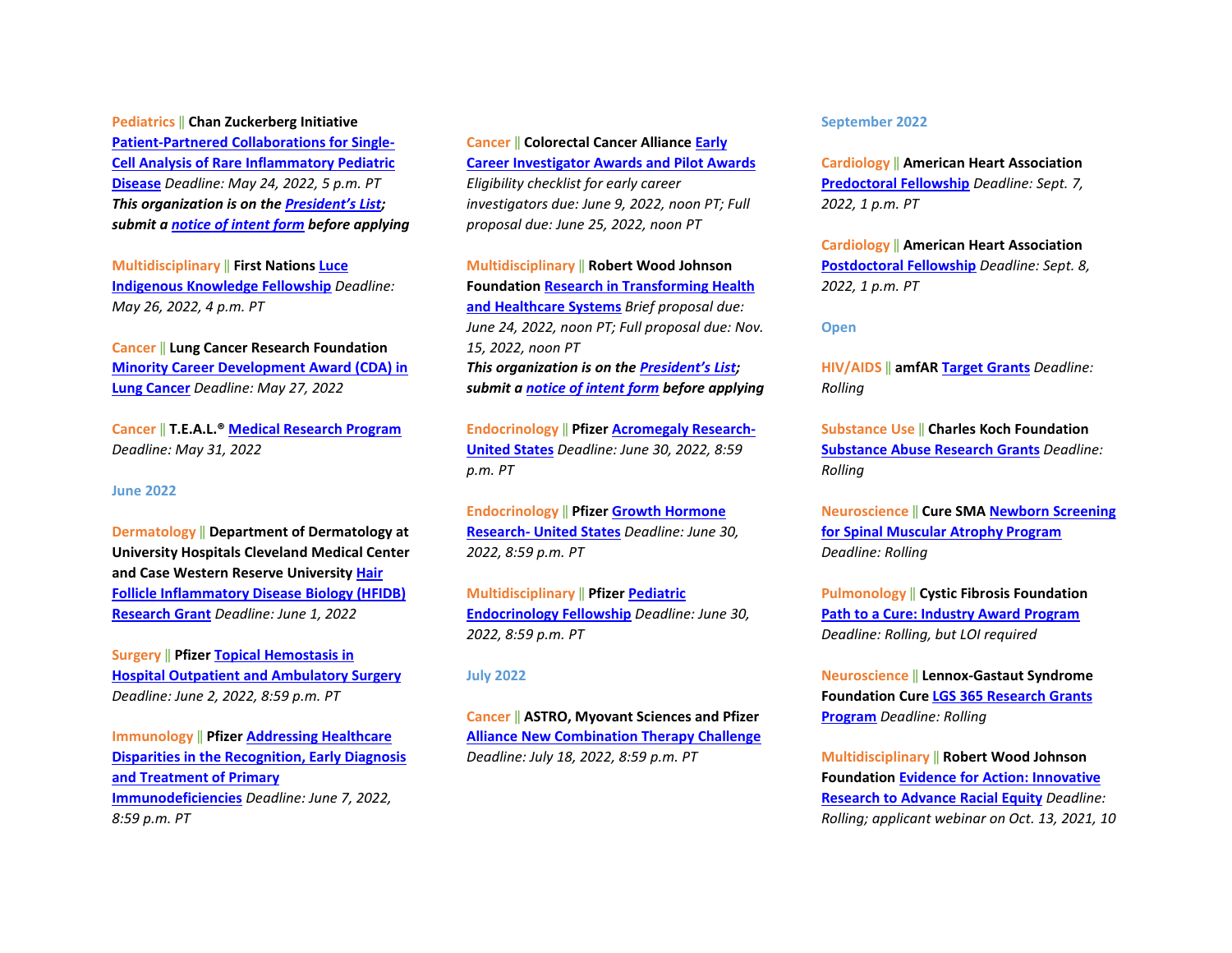**Pediatrics || Chan Zuckerberg Initiative** [Patient-Partnered Collaborations for Single-Cell Analysis of Rare Inflammatory Pediatric Disease]() *Deadline: May 24, 2022, 5 p.m. PT*
***This organization is on the [President's List](); submit a [notice of intent form]() before applying***

**Multidisciplinary || First Nations** [Luce Indigenous Knowledge Fellowship]() *Deadline: May 26, 2022, 4 p.m. PT*

**Cancer || Lung Cancer Research Foundation** [Minority Career Development Award (CDA) in Lung Cancer]() *Deadline: May 27, 2022*

**Cancer || T.E.A.L.®** [Medical Research Program]() *Deadline: May 31, 2022*

## June 2022

**Dermatology || Department of Dermatology at University Hospitals Cleveland Medical Center and Case Western Reserve University** [Hair Follicle Inflammatory Disease Biology (HFIDB) Research Grant]() *Deadline: June 1, 2022*

**Surgery || Pfizer** [Topical Hemostasis in Hospital Outpatient and Ambulatory Surgery]() *Deadline: June 2, 2022, 8:59 p.m. PT*

**Immunology || Pfizer** [Addressing Healthcare Disparities in the Recognition, Early Diagnosis and Treatment of Primary Immunodeficiencies]() *Deadline: June 7, 2022, 8:59 p.m. PT*

**Cancer || Colorectal Cancer Alliance** [Early Career Investigator Awards and Pilot Awards]() *Eligibility checklist for early career investigators due: June 9, 2022, noon PT; Full proposal due: June 25, 2022, noon PT*

**Multidisciplinary || Robert Wood Johnson Foundation** [Research in Transforming Health and Healthcare Systems]() *Brief proposal due: June 24, 2022, noon PT; Full proposal due: Nov. 15, 2022, noon PT*
***This organization is on the [President's List](); submit a [notice of intent form]() before applying***

**Endocrinology || Pfizer** [Acromegaly Research- United States]() *Deadline: June 30, 2022, 8:59 p.m. PT*

**Endocrinology || Pfizer** [Growth Hormone Research- United States]() *Deadline: June 30, 2022, 8:59 p.m. PT*

**Multidisciplinary || Pfizer** [Pediatric Endocrinology Fellowship]() *Deadline: June 30, 2022, 8:59 p.m. PT*

## July 2022

**Cancer || ASTRO, Myovant Sciences and Pfizer** [Alliance New Combination Therapy Challenge]() *Deadline: July 18, 2022, 8:59 p.m. PT*

## September 2022

**Cardiology || American Heart Association** [Predoctoral Fellowship]() *Deadline: Sept. 7, 2022, 1 p.m. PT*

**Cardiology || American Heart Association** [Postdoctoral Fellowship]() *Deadline: Sept. 8, 2022, 1 p.m. PT*

## Open

**HIV/AIDS || amfAR** [Target Grants]() *Deadline: Rolling*

**Substance Use || Charles Koch Foundation** [Substance Abuse Research Grants]() *Deadline: Rolling*

**Neuroscience || Cure SMA** [Newborn Screening for Spinal Muscular Atrophy Program]() *Deadline: Rolling*

**Pulmonology || Cystic Fibrosis Foundation** [Path to a Cure: Industry Award Program]() *Deadline: Rolling, but LOI required*

**Neuroscience || Lennox-Gastaut Syndrome Foundation Cure** [LGS 365 Research Grants Program]() *Deadline: Rolling*

**Multidisciplinary || Robert Wood Johnson Foundation** [Evidence for Action: Innovative Research to Advance Racial Equity]() *Deadline: Rolling; applicant webinar on Oct. 13, 2021, 10*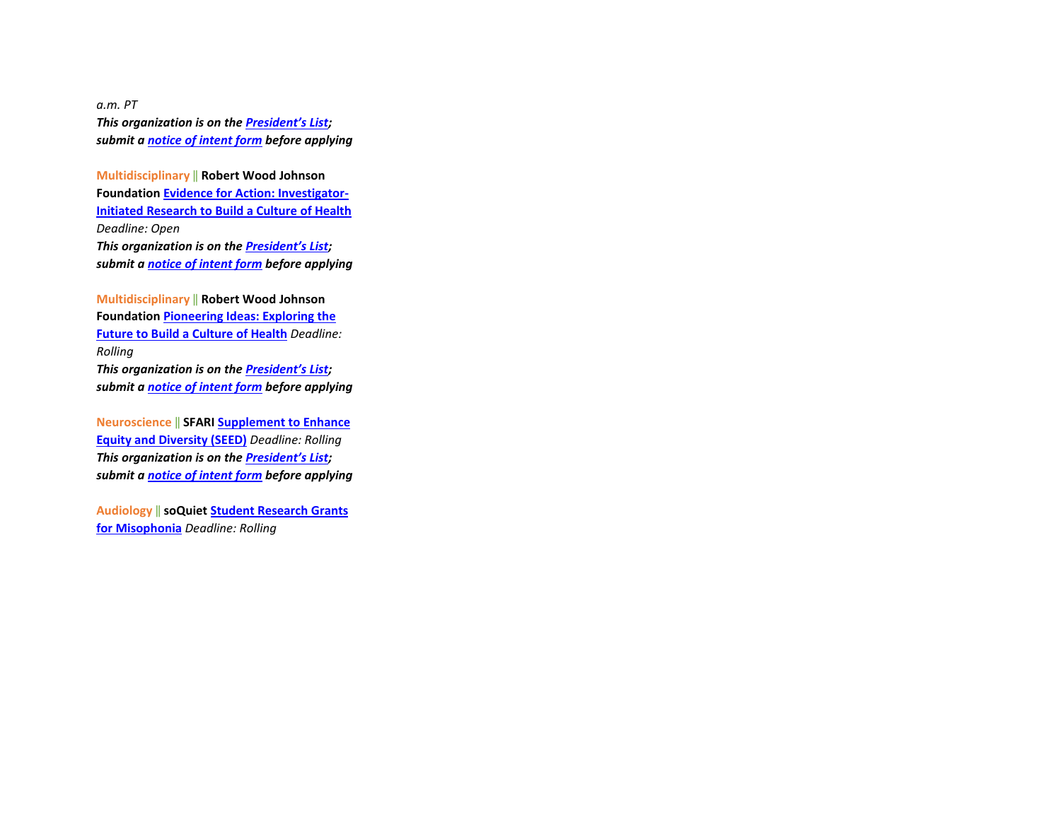*a.m. PT*
***This organization is on the President's List; submit a notice of intent form before applying***

**Multidisciplinary || Robert Wood Johnson Foundation Evidence for Action: Investigator-Initiated Research to Build a Culture of Health**
*Deadline: Open*
***This organization is on the President's List; submit a notice of intent form before applying***

**Multidisciplinary || Robert Wood Johnson Foundation Pioneering Ideas: Exploring the Future to Build a Culture of Health** *Deadline: Rolling*
***This organization is on the President's List; submit a notice of intent form before applying***

**Neuroscience || SFARI Supplement to Enhance Equity and Diversity (SEED)** *Deadline: Rolling*
***This organization is on the President's List; submit a notice of intent form before applying***

**Audiology || soQuiet Student Research Grants for Misophonia** *Deadline: Rolling*